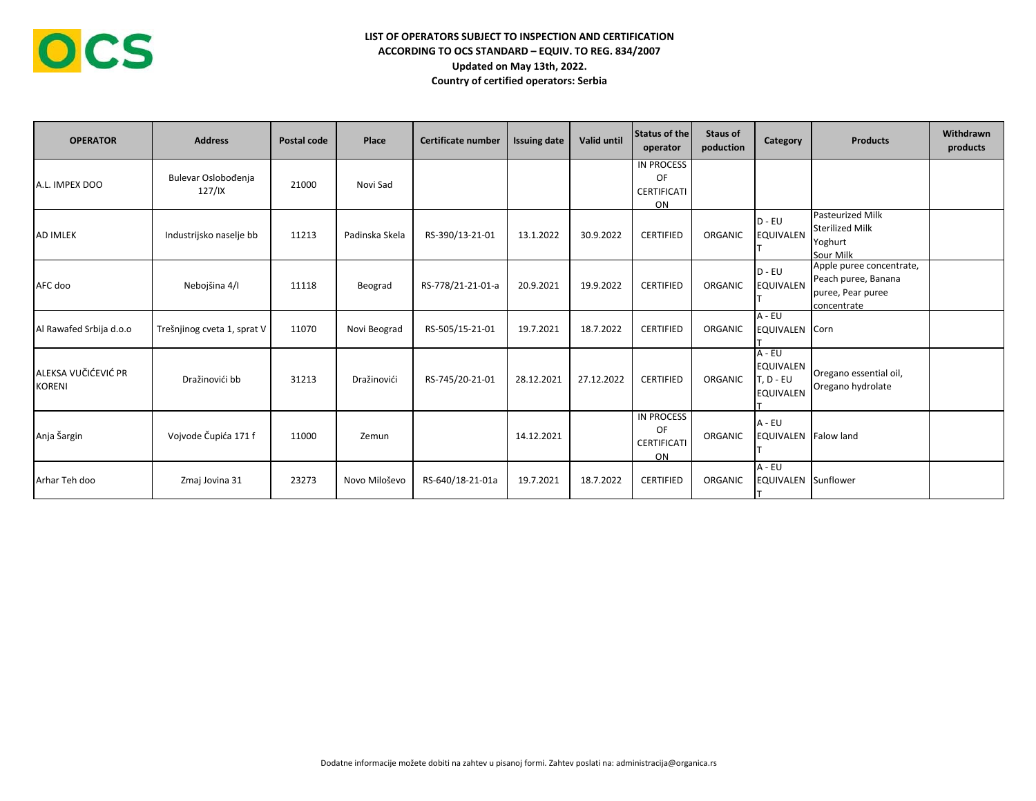**LIST OF OPERATORS SUBJECT TO INSPECTION AND CERTIFICATION**
**ACCORDING TO OCS STANDARD – EQUIV. TO REG. 834/2007**
**Updated on May 13th, 2022.**
**Country of certified operators: Serbia**

| OPERATOR | Address | Postal code | Place | Certificate number | Issuing date | Valid until | Status of the operator | Staus of poduction | Category | Products | Withdrawn products |
|---|---|---|---|---|---|---|---|---|---|---|---|
| A.L. IMPEX DOO | Bulevar Oslobođenja 127/IX | 21000 | Novi Sad | | | | IN PROCESS OF CERTIFICATION | | | | |
| AD IMLEK | Industrijsko naselje bb | 11213 | Padinska Skela | RS-390/13-21-01 | 13.1.2022 | 30.9.2022 | CERTIFIED | ORGANIC | D - EU EQUIVALENT | Pasteurized Milk<br>Sterilized Milk<br>Yoghurt<br>Sour Milk | |
| AFC doo | Nebojšina 4/I | 11118 | Beograd | RS-778/21-21-01-a | 20.9.2021 | 19.9.2022 | CERTIFIED | ORGANIC | D - EU EQUIVALENT | Apple puree concentrate, Peach puree, Banana puree, Pear puree concentrate | |
| Al Rawafed Srbija d.o.o | Trešnjinog cveta 1, sprat V | 11070 | Novi Beograd | RS-505/15-21-01 | 19.7.2021 | 18.7.2022 | CERTIFIED | ORGANIC | A - EU EQUIVALENT | Corn | |
| ALEKSA VUČIĆEVIĆ PR KORENI | Dražinovići bb | 31213 | Dražinovići | RS-745/20-21-01 | 28.12.2021 | 27.12.2022 | CERTIFIED | ORGANIC | A - EU EQUIVALENT, D - EU EQUIVALENT | Oregano essential oil, Oregano hydrolate | |
| Anja Šargin | Vojvode Čupića 171 f | 11000 | Zemun | | 14.12.2021 | | IN PROCESS OF CERTIFICATION | ORGANIC | A - EU EQUIVALENT | Falow land | |
| Arhar Teh doo | Zmaj Jovina 31 | 23273 | Novo Miloševo | RS-640/18-21-01a | 19.7.2021 | 18.7.2022 | CERTIFIED | ORGANIC | A - EU EQUIVALENT | Sunflower | |

Dodatne informacije možete dobiti na zahtev u pisanoj formi. Zahtev poslati na: administracija@organica.rs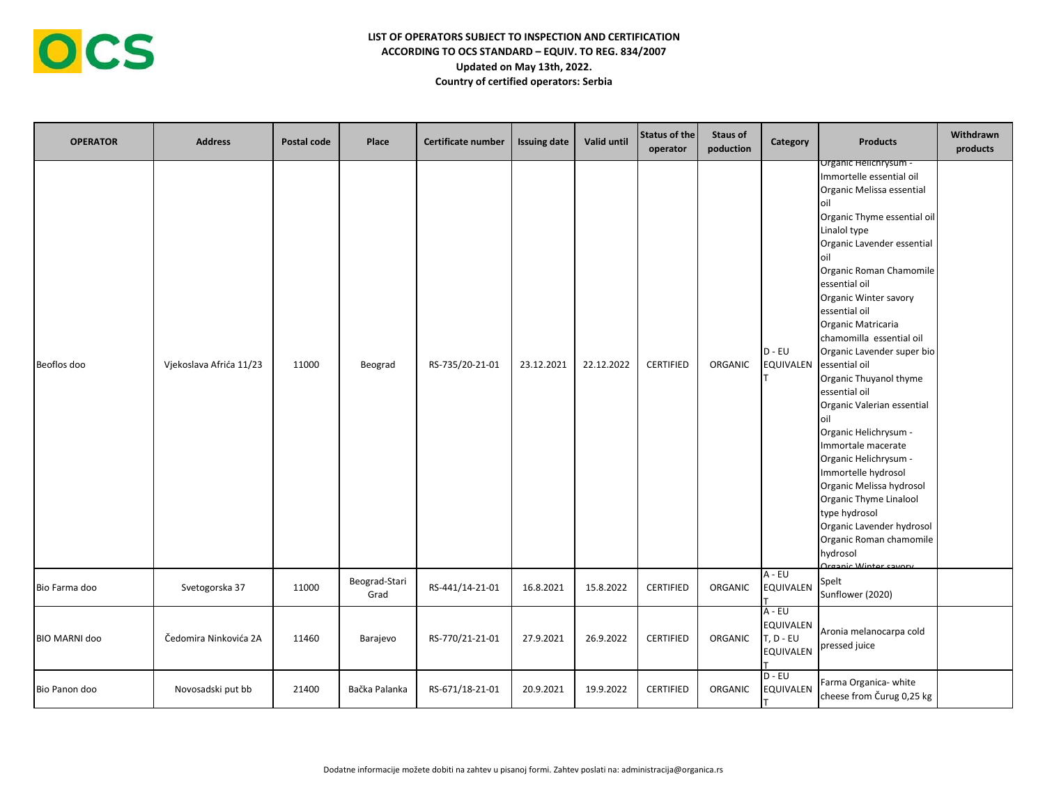**LIST OF OPERATORS SUBJECT TO INSPECTION AND CERTIFICATION**
**ACCORDING TO OCS STANDARD – EQUIV. TO REG. 834/2007**
**Updated on May 13th, 2022.**
**Country of certified operators: Serbia**

| OPERATOR | Address | Postal code | Place | Certificate number | Issuing date | Valid until | Status of the operator | Staus of poduction | Category | Products | Withdrawn products |
|---|---|---|---|---|---|---|---|---|---|---|---|
| Beoflos doo | Vjekoslava Afrića 11/23 | 11000 | Beograd | RS-735/20-21-01 | 23.12.2021 | 22.12.2022 | CERTIFIED | ORGANIC | D - EU EQUIVALENT | Organic Helichrysum - Immortelle essential oil<br>Organic Melissa essential oil<br>Organic Thyme essential oil Linalol type<br>Organic Lavender essential oil<br>Organic Roman Chamomile essential oil<br>Organic Winter savory essential oil<br>Organic Matricaria chamomilla essential oil<br>Organic Lavender super bio essential oil<br>Organic Thuyanol thyme essential oil<br>Organic Valerian essential oil<br>Organic Helichrysum - Immortale macerate<br>Organic Helichrysum - Immortelle hydrosol<br>Organic Melissa hydrosol<br>Organic Thyme Linalool type hydrosol<br>Organic Lavender hydrosol<br>Organic Roman chamomile hydrosol<br>Organic Winter savory | |
| Bio Farma doo | Svetogorska 37 | 11000 | Beograd-Stari Grad | RS-441/14-21-01 | 16.8.2021 | 15.8.2022 | CERTIFIED | ORGANIC | A - EU EQUIVALENT | Spelt<br>Sunflower (2020) | |
| BIO MARNI doo | Čedomira Ninkovića 2A | 11460 | Barajevo | RS-770/21-21-01 | 27.9.2021 | 26.9.2022 | CERTIFIED | ORGANIC | A - EU EQUIVALENT, D - EU EQUIVALENT | Aronia melanocarpa cold pressed juice | |
| Bio Panon doo | Novosadski put bb | 21400 | Bačka Palanka | RS-671/18-21-01 | 20.9.2021 | 19.9.2022 | CERTIFIED | ORGANIC | D - EU EQUIVALENT | Farma Organica- white cheese from Čurug 0,25 kg | |

Dodatne informacije možete dobiti na zahtev u pisanoj formi. Zahtev poslati na: administracija@organica.rs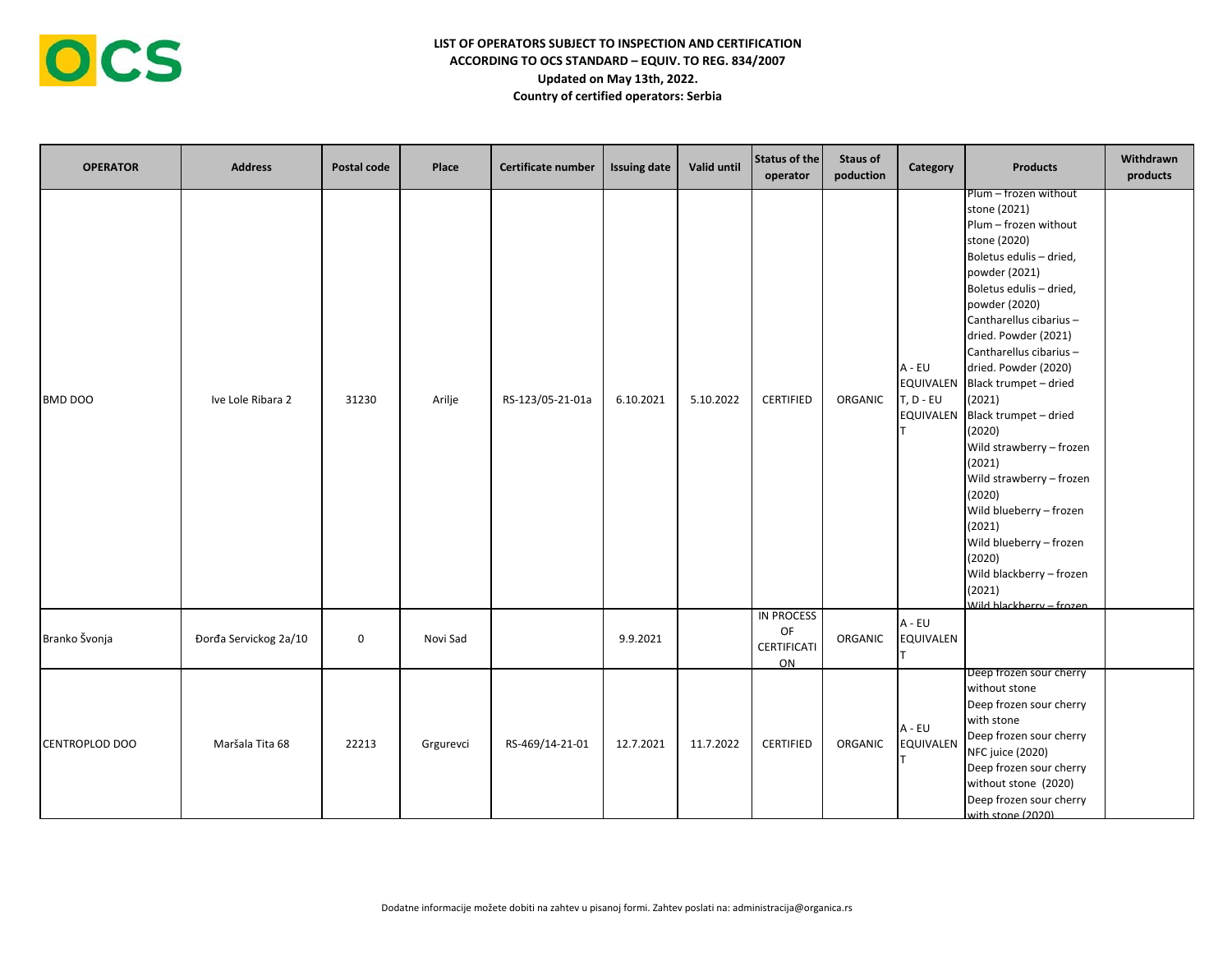**LIST OF OPERATORS SUBJECT TO INSPECTION AND CERTIFICATION**
**ACCORDING TO OCS STANDARD – EQUIV. TO REG. 834/2007**
**Updated on May 13th, 2022.**
**Country of certified operators: Serbia**

| OPERATOR | Address | Postal code | Place | Certificate number | Issuing date | Valid until | Status of the operator | Staus of poduction | Category | Products | Withdrawn products |
|---|---|---|---|---|---|---|---|---|---|---|---|
| BMD DOO | Ive Lole Ribara 2 | 31230 | Arilje | RS-123/05-21-01a | 6.10.2021 | 5.10.2022 | CERTIFIED | ORGANIC | A - EU EQUIVALENT, D - EU EQUIVALENT | Plum – frozen without stone (2021)<br>Plum – frozen without stone (2020)<br>Boletus edulis – dried, powder (2021)<br>Boletus edulis – dried, powder (2020)<br>Cantharellus cibarius – dried. Powder (2021)<br>Cantharellus cibarius – dried. Powder (2020)<br>Black trumpet – dried (2021)<br>Black trumpet – dried (2020)<br>Wild strawberry – frozen (2021)<br>Wild strawberry – frozen (2020)<br>Wild blueberry – frozen (2021)<br>Wild blueberry – frozen (2020)<br>Wild blackberry – frozen (2021)<br>Wild blackberry – frozen | |
| Branko Švonja | Đorđa Servickog 2a/10 | 0 | Novi Sad | | 9.9.2021 | | IN PROCESS OF CERTIFICATION | ORGANIC | A - EU EQUIVALENT | | |
| CENTROPLOD DOO | Maršala Tita 68 | 22213 | Grgurevci | RS-469/14-21-01 | 12.7.2021 | 11.7.2022 | CERTIFIED | ORGANIC | A - EU EQUIVALENT | Deep frozen sour cherry without stone<br>Deep frozen sour cherry with stone<br>Deep frozen sour cherry NFC juice (2020)<br>Deep frozen sour cherry without stone (2020)<br>Deep frozen sour cherry with stone (2020) | |

Dodatne informacije možete dobiti na zahtev u pisanoj formi. Zahtev poslati na: administracija@organica.rs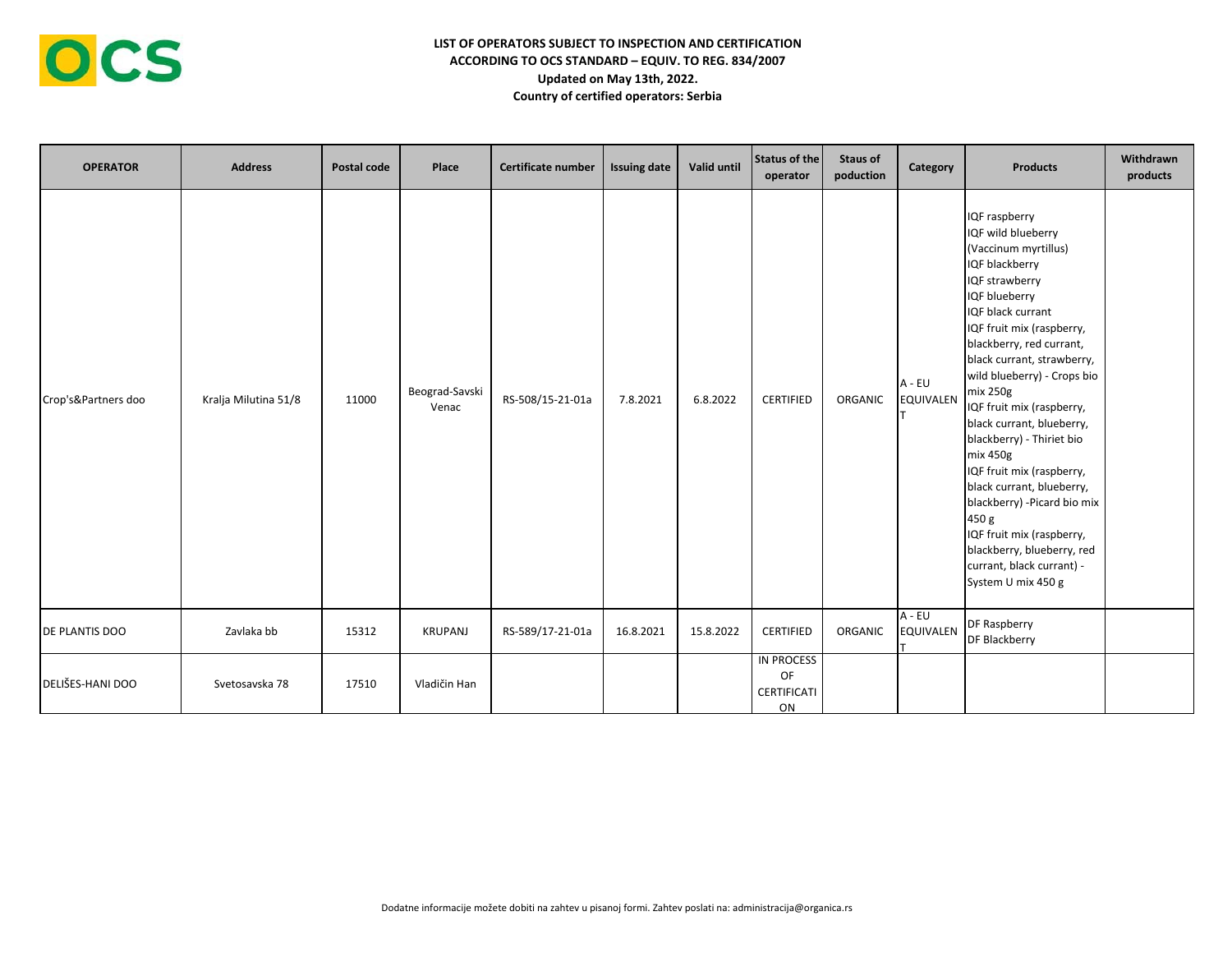**LIST OF OPERATORS SUBJECT TO INSPECTION AND CERTIFICATION**
**ACCORDING TO OCS STANDARD – EQUIV. TO REG. 834/2007**
**Updated on May 13th, 2022.**
**Country of certified operators: Serbia**

| OPERATOR | Address | Postal code | Place | Certificate number | Issuing date | Valid until | Status of the operator | Staus of poduction | Category | Products | Withdrawn products |
|---|---|---|---|---|---|---|---|---|---|---|---|
| Crop's&Partners doo | Kralja Milutina 51/8 | 11000 | Beograd-Savski Venac | RS-508/15-21-01a | 7.8.2021 | 6.8.2022 | CERTIFIED | ORGANIC | A - EU EQUIVALENT | IQF raspberry<br>IQF wild blueberry (Vaccinum myrtillus)<br>IQF blackberry<br>IQF strawberry<br>IQF blueberry<br>IQF black currant<br>IQF fruit mix (raspberry, blackberry, red currant, black currant, strawberry, wild blueberry) - Crops bio mix 250g<br>IQF fruit mix (raspberry, black currant, blueberry, blackberry) - Thiriet bio mix 450g<br>IQF fruit mix (raspberry, black currant, blueberry, blackberry) -Picard bio mix 450 g<br>IQF fruit mix (raspberry, blackberry, blueberry, red currant, black currant) - System U mix 450 g | |
| DE PLANTIS DOO | Zavlaka bb | 15312 | KRUPANJ | RS-589/17-21-01a | 16.8.2021 | 15.8.2022 | CERTIFIED | ORGANIC | A - EU EQUIVALENT | DF Raspberry<br>DF Blackberry | |
| DELIŠES-HANI DOO | Svetosavska 78 | 17510 | Vladičin Han | | | | IN PROCESS OF CERTIFICATION | | | | |

Dodatne informacije možete dobiti na zahtev u pisanoj formi. Zahtev poslati na: administracija@organica.rs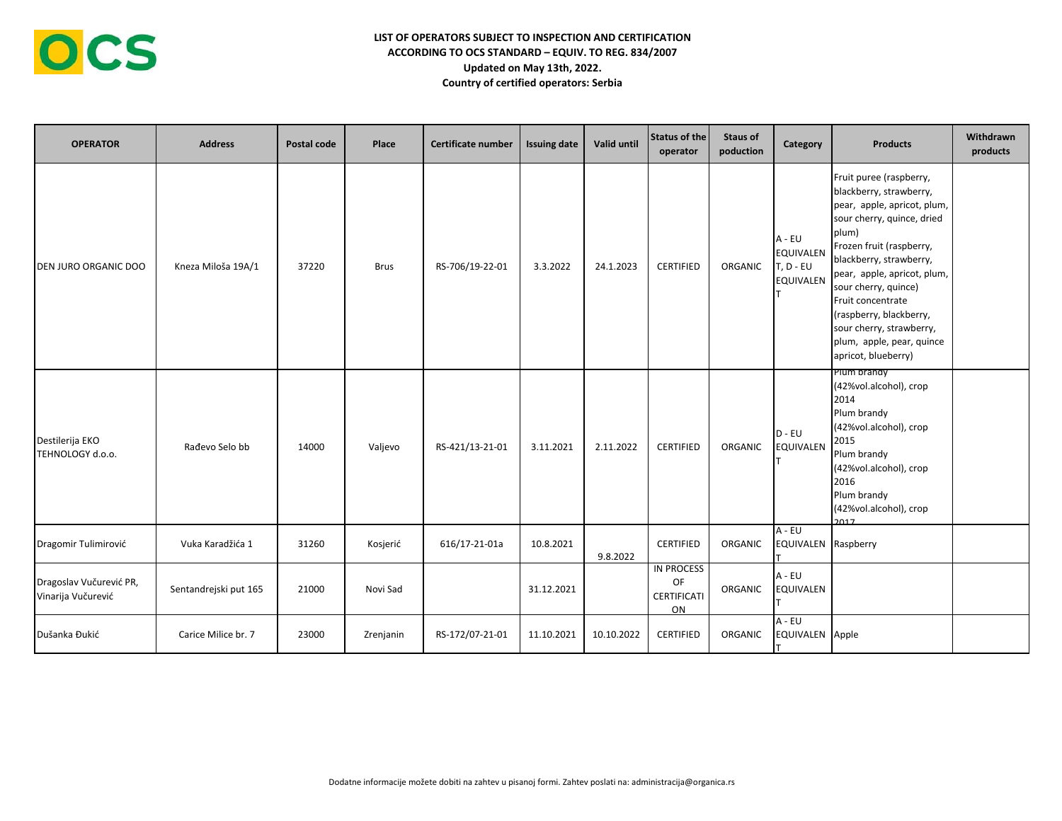**LIST OF OPERATORS SUBJECT TO INSPECTION AND CERTIFICATION**
**ACCORDING TO OCS STANDARD – EQUIV. TO REG. 834/2007**
**Updated on May 13th, 2022.**
**Country of certified operators: Serbia**

| OPERATOR | Address | Postal code | Place | Certificate number | Issuing date | Valid until | Status of the operator | Staus of poduction | Category | Products | Withdrawn products |
|---|---|---|---|---|---|---|---|---|---|---|---|
| DEN JURO ORGANIC DOO | Kneza Miloša 19A/1 | 37220 | Brus | RS-706/19-22-01 | 3.3.2022 | 24.1.2023 | CERTIFIED | ORGANIC | A - EU EQUIVALENT, D - EU EQUIVALENT | Fruit puree (raspberry, blackberry, strawberry, pear, apple, apricot, plum, sour cherry, quince, dried plum)<br>Frozen fruit (raspberry, blackberry, strawberry, pear, apple, apricot, plum, sour cherry, quince)<br>Fruit concentrate (raspberry, blackberry, sour cherry, strawberry, plum, apple, pear, quince apricot, blueberry) | |
| Destilerija EKO TEHNOLOGY d.o.o. | Rađevo Selo bb | 14000 | Valjevo | RS-421/13-21-01 | 3.11.2021 | 2.11.2022 | CERTIFIED | ORGANIC | D - EU EQUIVALENT | Plum brandy (42%vol.alcohol), crop 2014<br>Plum brandy (42%vol.alcohol), crop 2015<br>Plum brandy (42%vol.alcohol), crop 2016<br>Plum brandy (42%vol.alcohol), crop 2017 | |
| Dragomir Tulimirović | Vuka Karadžića 1 | 31260 | Kosjerić | 616/17-21-01a | 10.8.2021 | 9.8.2022 | CERTIFIED | ORGANIC | A - EU EQUIVALENT | Raspberry | |
| Dragoslav Vučurević PR, Vinarija Vučurević | Sentandrejski put 165 | 21000 | Novi Sad | | 31.12.2021 | | IN PROCESS OF CERTIFICATION | ORGANIC | A - EU EQUIVALENT | | |
| Dušanka Đukić | Carice Milice br. 7 | 23000 | Zrenjanin | RS-172/07-21-01 | 11.10.2021 | 10.10.2022 | CERTIFIED | ORGANIC | A - EU EQUIVALENT | Apple | |

Dodatne informacije možete dobiti na zahtev u pisanoj formi. Zahtev poslati na: administracija@organica.rs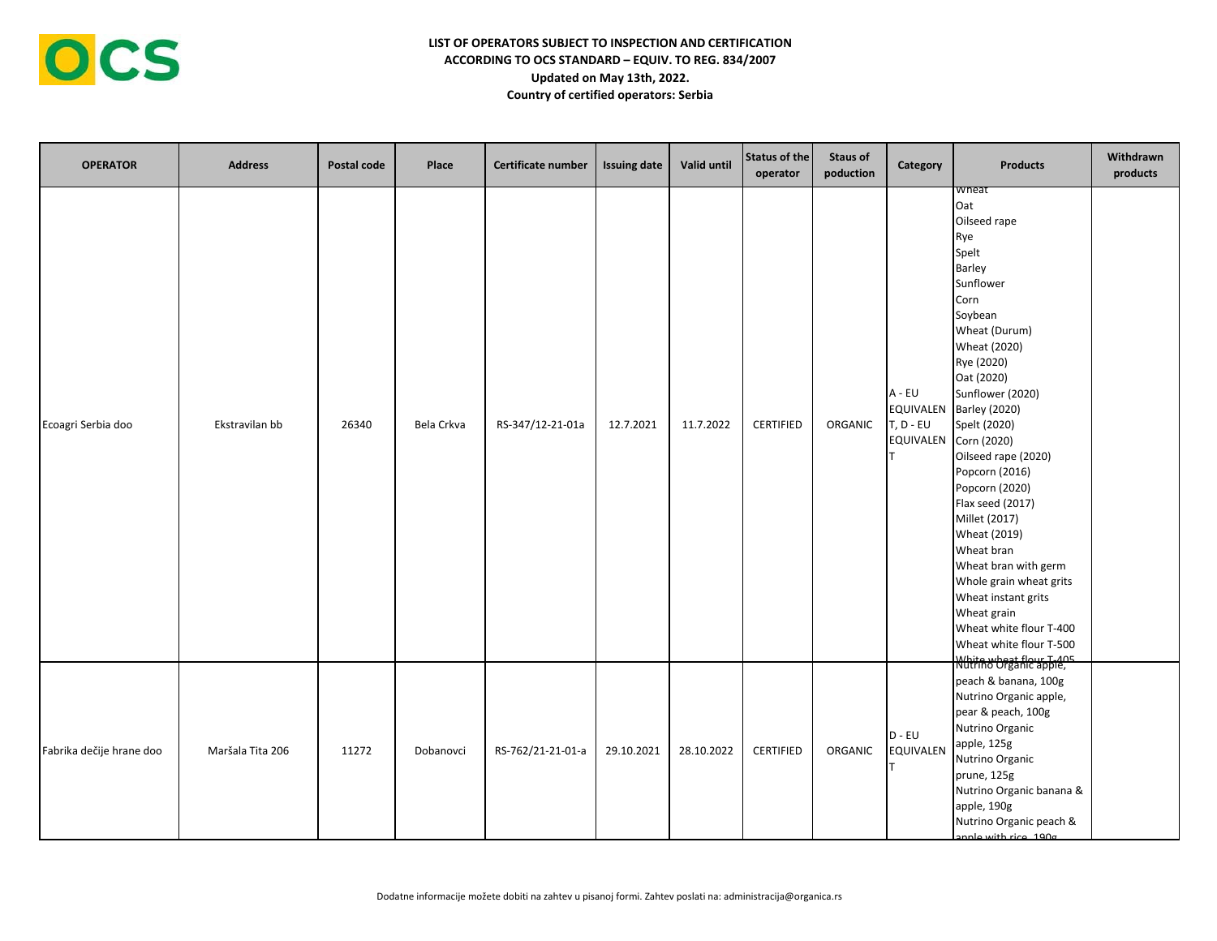**LIST OF OPERATORS SUBJECT TO INSPECTION AND CERTIFICATION**
**ACCORDING TO OCS STANDARD – EQUIV. TO REG. 834/2007**
**Updated on May 13th, 2022.**
**Country of certified operators: Serbia**

| OPERATOR | Address | Postal code | Place | Certificate number | Issuing date | Valid until | Status of the operator | Staus of poduction | Category | Products | Withdrawn products |
|---|---|---|---|---|---|---|---|---|---|---|---|
| Ecoagri Serbia doo | Ekstravilan bb | 26340 | Bela Crkva | RS-347/12-21-01a | 12.7.2021 | 11.7.2022 | CERTIFIED | ORGANIC | A - EU EQUIVALENT, D - EU EQUIVALENT | Wheat<br>Oat<br>Oilseed rape<br>Rye<br>Spelt<br>Barley<br>Sunflower<br>Corn<br>Soybean<br>Wheat (Durum)<br>Wheat (2020)<br>Rye (2020)<br>Oat (2020)<br>Sunflower (2020)<br>Barley (2020)<br>Spelt (2020)<br>Corn (2020)<br>Oilseed rape (2020)<br>Popcorn (2016)<br>Popcorn (2020)<br>Flax seed (2017)<br>Millet (2017)<br>Wheat (2019)<br>Wheat bran<br>Wheat bran with germ<br>Whole grain wheat grits<br>Wheat instant grits<br>Wheat grain<br>Wheat white flour T-400<br>Wheat white flour T-500<br>White wheat flour T-405 | |
| Fabrika dečije hrane doo | Maršala Tita 206 | 11272 | Dobanovci | RS-762/21-21-01-a | 29.10.2021 | 28.10.2022 | CERTIFIED | ORGANIC | D - EU EQUIVALENT | Nutrino Organic apple, peach & banana, 100g<br>Nutrino Organic apple, pear & peach, 100g<br>Nutrino Organic apple, 125g<br>Nutrino Organic prune, 125g<br>Nutrino Organic banana & apple, 190g<br>Nutrino Organic peach & apple with rice, 190g | |

Dodatne informacije možete dobiti na zahtev u pisanoj formi. Zahtev poslati na: administracija@organica.rs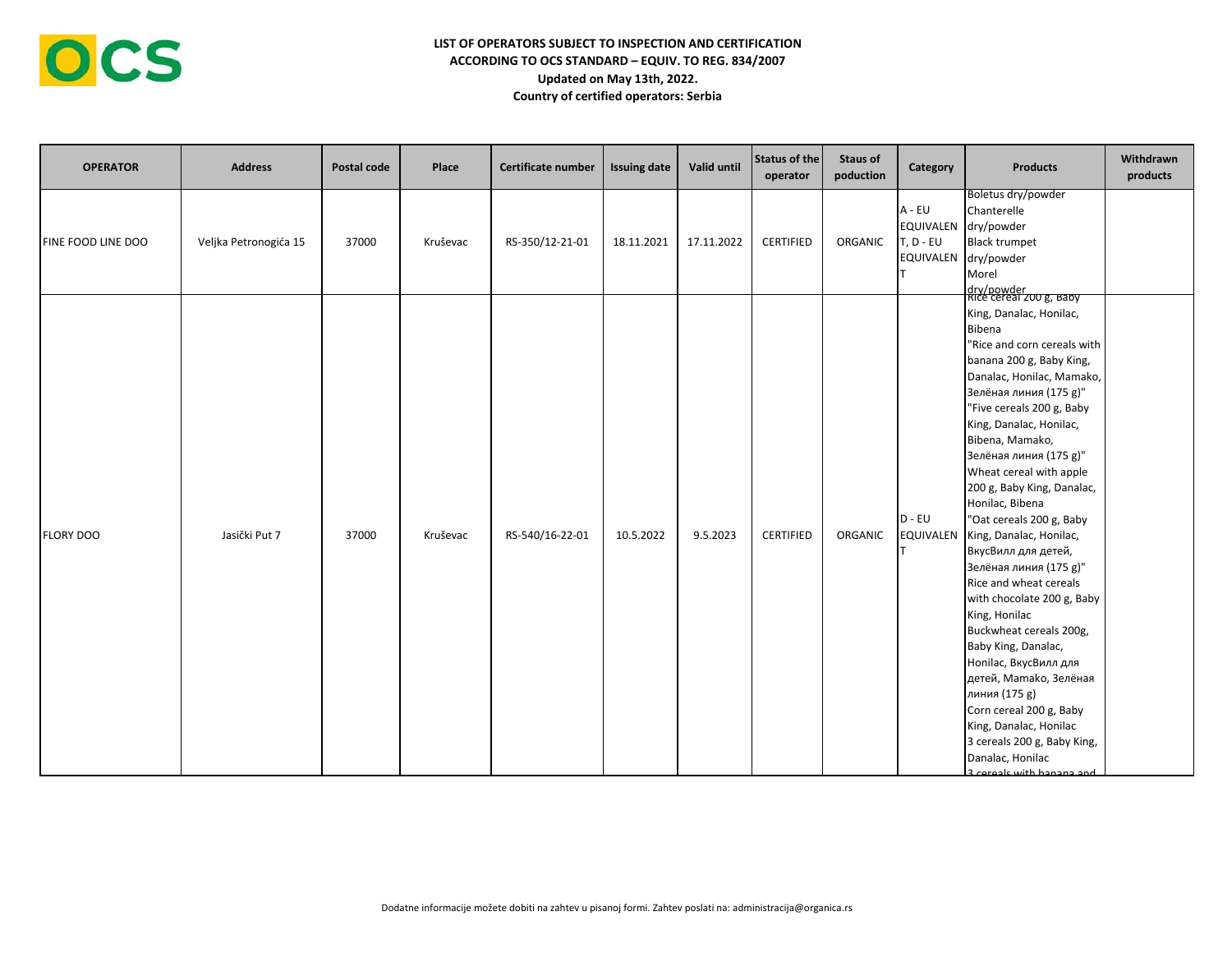**LIST OF OPERATORS SUBJECT TO INSPECTION AND CERTIFICATION**
**ACCORDING TO OCS STANDARD – EQUIV. TO REG. 834/2007**
**Updated on May 13th, 2022.**
**Country of certified operators: Serbia**

| OPERATOR | Address | Postal code | Place | Certificate number | Issuing date | Valid until | Status of the operator | Staus of poduction | Category | Products | Withdrawn products |
|---|---|---|---|---|---|---|---|---|---|---|---|
| FINE FOOD LINE DOO | Veljka Petronogića 15 | 37000 | Kruševac | RS-350/12-21-01 | 18.11.2021 | 17.11.2022 | CERTIFIED | ORGANIC | A - EU EQUIVALENT, D - EU EQUIVALENT | Boletus dry/powder<br>Chanterelle dry/powder<br>Black trumpet dry/powder<br>Morel dry/powder | |
| FLORY DOO | Jasički Put 7 | 37000 | Kruševac | RS-540/16-22-01 | 10.5.2022 | 9.5.2023 | CERTIFIED | ORGANIC | D - EU EQUIVALENT | Rice cereal 200 g, Baby King, Danalac, Honilac, Bibena<br>"Rice and corn cereals with banana 200 g, Baby King, Danalac, Honilac, Mamako, Зелёная линия (175 g)"<br>"Five cereals 200 g, Baby King, Danalac, Honilac, Bibena, Mamako, Зелёная линия (175 g)"<br>Wheat cereal with apple 200 g, Baby King, Danalac, Honilac, Bibena<br>"Oat cereals 200 g, Baby King, Danalac, Honilac, ВкусВилл для детей, Зелёная линия (175 g)"<br>Rice and wheat cereals with chocolate 200 g, Baby King, Honilac<br>Buckwheat cereals 200g, Baby King, Danalac, Honilac, ВкусВилл для детей, Mamako, Зелёная линия (175 g)<br>Corn cereal 200 g, Baby King, Danalac, Honilac<br>3 cereals 200 g, Baby King, Danalac, Honilac<br>3 cereals with banana and | |

Dodatne informacije možete dobiti na zahtev u pisanoj formi. Zahtev poslati na: administracija@organica.rs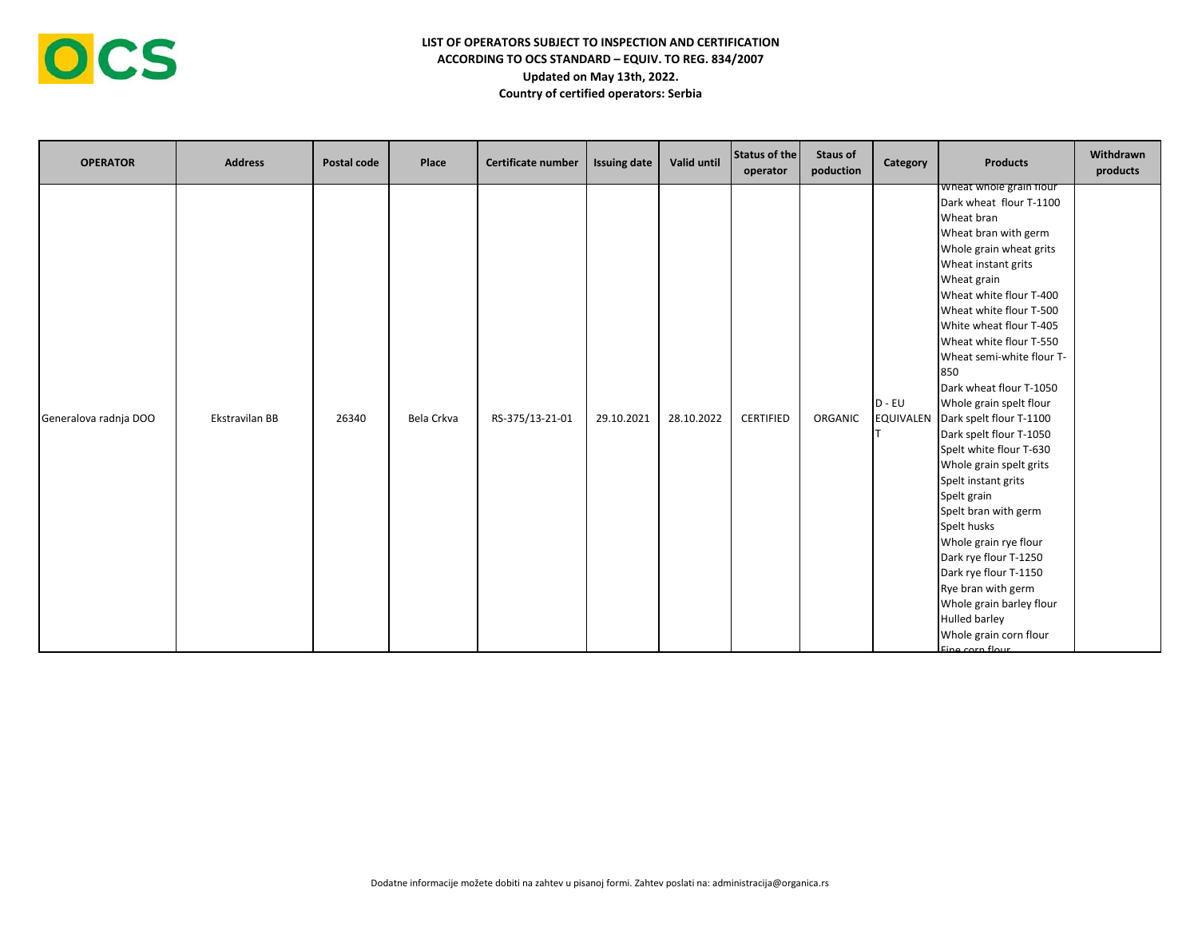**LIST OF OPERATORS SUBJECT TO INSPECTION AND CERTIFICATION**
**ACCORDING TO OCS STANDARD – EQUIV. TO REG. 834/2007**
**Updated on May 13th, 2022.**
**Country of certified operators: Serbia**

| OPERATOR | Address | Postal code | Place | Certificate number | Issuing date | Valid until | Status of the operator | Staus of poduction | Category | Products | Withdrawn products |
|---|---|---|---|---|---|---|---|---|---|---|---|
| Generalova radnja DOO | Ekstravilan BB | 26340 | Bela Crkva | RS-375/13-21-01 | 29.10.2021 | 28.10.2022 | CERTIFIED | ORGANIC | D - EU EQUIVALENT | Wheat whole grain flour<br>Dark wheat flour T-1100<br>Wheat bran<br>Wheat bran with germ<br>Whole grain wheat grits<br>Wheat instant grits<br>Wheat grain<br>Wheat white flour T-400<br>Wheat white flour T-500<br>White wheat flour T-405<br>Wheat white flour T-550<br>Wheat semi-white flour T-850<br>Dark wheat flour T-1050<br>Whole grain spelt flour<br>Dark spelt flour T-1100<br>Dark spelt flour T-1050<br>Spelt white flour T-630<br>Whole grain spelt grits<br>Spelt instant grits<br>Spelt grain<br>Spelt bran with germ<br>Spelt husks<br>Whole grain rye flour<br>Dark rye flour T-1250<br>Dark rye flour T-1150<br>Rye bran with germ<br>Whole grain barley flour<br>Hulled barley<br>Whole grain corn flour<br>Fine corn flour | |

Dodatne informacije možete dobiti na zahtev u pisanoj formi. Zahtev poslati na: administracija@organica.rs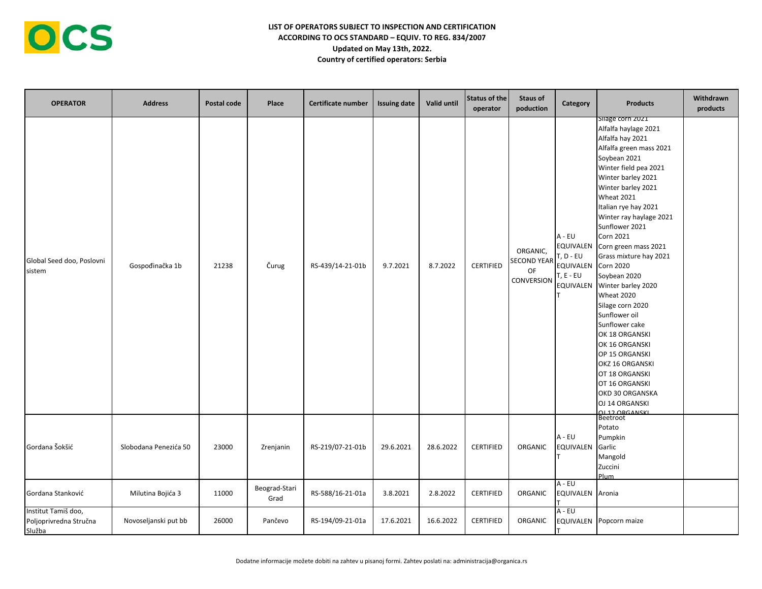**LIST OF OPERATORS SUBJECT TO INSPECTION AND CERTIFICATION ACCORDING TO OCS STANDARD – EQUIV. TO REG. 834/2007**

**Updated on May 13th, 2022.**

**Country of certified operators: Serbia**

| OPERATOR | Address | Postal code | Place | Certificate number | Issuing date | Valid until | Status of the operator | Staus of poduction | Category | Products | Withdrawn products |
|---|---|---|---|---|---|---|---|---|---|---|---|
| Global Seed doo, Poslovni sistem | Gospođinačka 1b | 21238 | Čurug | RS-439/14-21-01b | 9.7.2021 | 8.7.2022 | CERTIFIED | ORGANIC, SECOND YEAR OF CONVERSION | A - EU EQUIVALENT, D - EU EQUIVALENT, E - EU EQUIVALENT | Silage corn 2021<br>Alfalfa haylage 2021<br>Alfalfa hay 2021<br>Alfalfa green mass 2021<br>Soybean 2021<br>Winter field pea 2021<br>Winter barley 2021<br>Winter barley 2021<br>Wheat 2021<br>Italian rye hay 2021<br>Winter ray haylage 2021<br>Sunflower 2021<br>Corn 2021<br>Corn green mass 2021<br>Grass mixture hay 2021<br>Corn 2020<br>Soybean 2020<br>Winter barley 2020<br>Wheat 2020<br>Silage corn 2020<br>Sunflower oil<br>Sunflower cake<br>OK 18 ORGANSKI<br>OK 16 ORGANSKI<br>OP 15 ORGANSKI<br>OKZ 16 ORGANSKI<br>OT 18 ORGANSKI<br>OT 16 ORGANSKI<br>OKD 30 ORGANSKA<br>OJ 14 ORGANSKI<br>OJ 12 ORGANSKI | |
| Gordana Šokšić | Slobodana Penezića 50 | 23000 | Zrenjanin | RS-219/07-21-01b | 29.6.2021 | 28.6.2022 | CERTIFIED | ORGANIC | A - EU EQUIVALENT | Beetroot<br>Potato<br>Pumpkin<br>Garlic<br>Mangold<br>Zuccini<br>Plum | |
| Gordana Stanković | Milutina Bojića 3 | 11000 | Beograd-Stari Grad | RS-588/16-21-01a | 3.8.2021 | 2.8.2022 | CERTIFIED | ORGANIC | A - EU EQUIVALENT | Aronia | |
| Institut Tamiš doo, Poljoprivredna Stručna Služba | Novoseljanski put bb | 26000 | Pančevo | RS-194/09-21-01a | 17.6.2021 | 16.6.2022 | CERTIFIED | ORGANIC | A - EU EQUIVALENT | Popcorn maize | |

Dodatne informacije možete dobiti na zahtev u pisanoj formi. Zahtev poslati na: administracija@organica.rs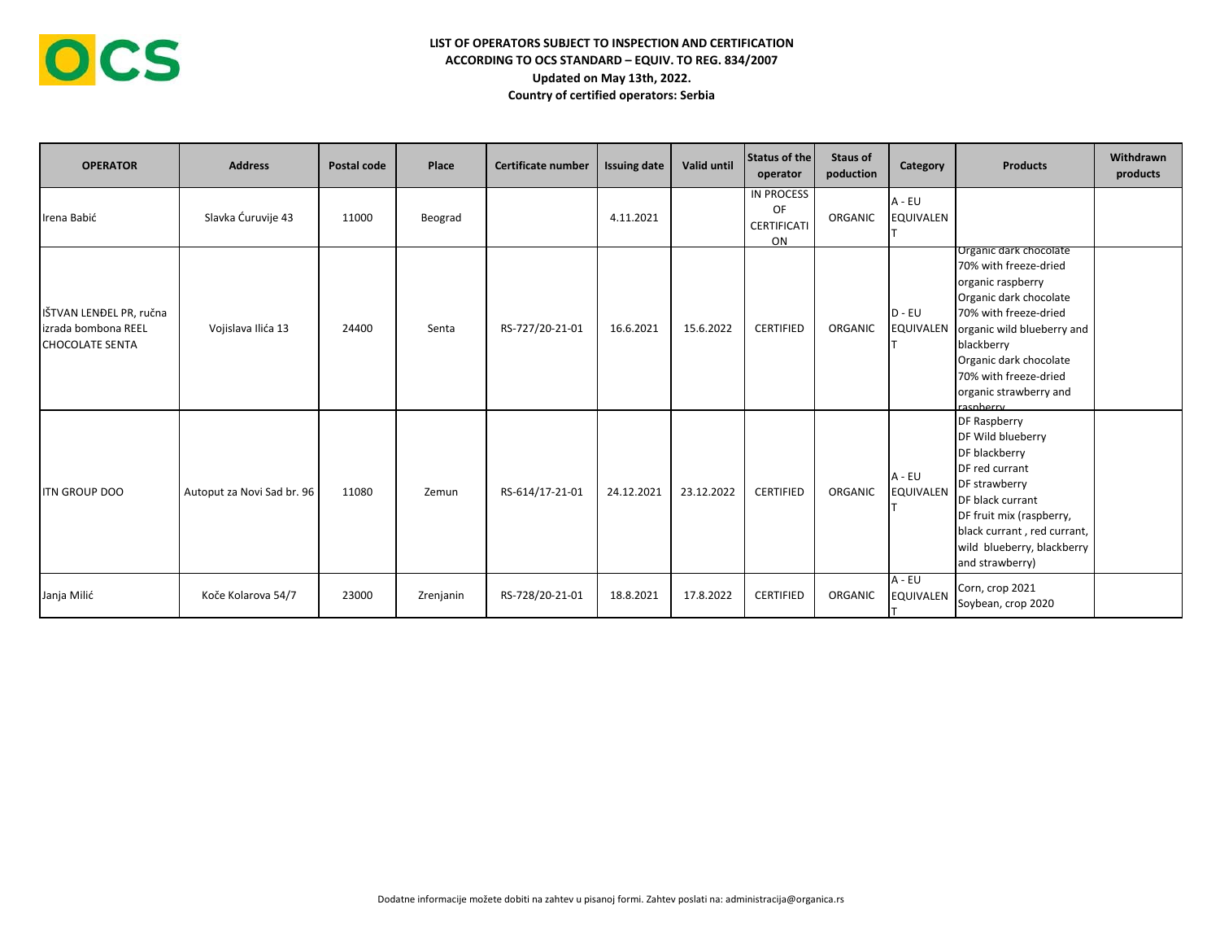**LIST OF OPERATORS SUBJECT TO INSPECTION AND CERTIFICATION**
**ACCORDING TO OCS STANDARD – EQUIV. TO REG. 834/2007**
**Updated on May 13th, 2022.**
**Country of certified operators: Serbia**

| OPERATOR | Address | Postal code | Place | Certificate number | Issuing date | Valid until | Status of the operator | Staus of poduction | Category | Products | Withdrawn products |
|---|---|---|---|---|---|---|---|---|---|---|---|
| Irena Babić | Slavka Ćuruvije 43 | 11000 | Beograd | | 4.11.2021 | | IN PROCESS OF CERTIFICATION | ORGANIC | A - EU EQUIVALENT | | |
| IŠTVAN LENĐEL PR, ručna izrada bombona REEL CHOCOLATE SENTA | Vojislava Ilića 13 | 24400 | Senta | RS-727/20-21-01 | 16.6.2021 | 15.6.2022 | CERTIFIED | ORGANIC | D - EU EQUIVALENT | Organic dark chocolate 70% with freeze-dried organic raspberry<br>Organic dark chocolate 70% with freeze-dried organic wild blueberry and blackberry<br>Organic dark chocolate 70% with freeze-dried organic strawberry and raspberry | |
| ITN GROUP DOO | Autoput za Novi Sad br. 96 | 11080 | Zemun | RS-614/17-21-01 | 24.12.2021 | 23.12.2022 | CERTIFIED | ORGANIC | A - EU EQUIVALENT | DF Raspberry<br>DF Wild blueberry<br>DF blackberry<br>DF red currant<br>DF strawberry<br>DF black currant<br>DF fruit mix (raspberry, black currant , red currant, wild blueberry, blackberry and strawberry) | |
| Janja Milić | Koče Kolarova 54/7 | 23000 | Zrenjanin | RS-728/20-21-01 | 18.8.2021 | 17.8.2022 | CERTIFIED | ORGANIC | A - EU EQUIVALENT | Corn, crop 2021<br>Soybean, crop 2020 | |

Dodatne informacije možete dobiti na zahtev u pisanoj formi. Zahtev poslati na: administracija@organica.rs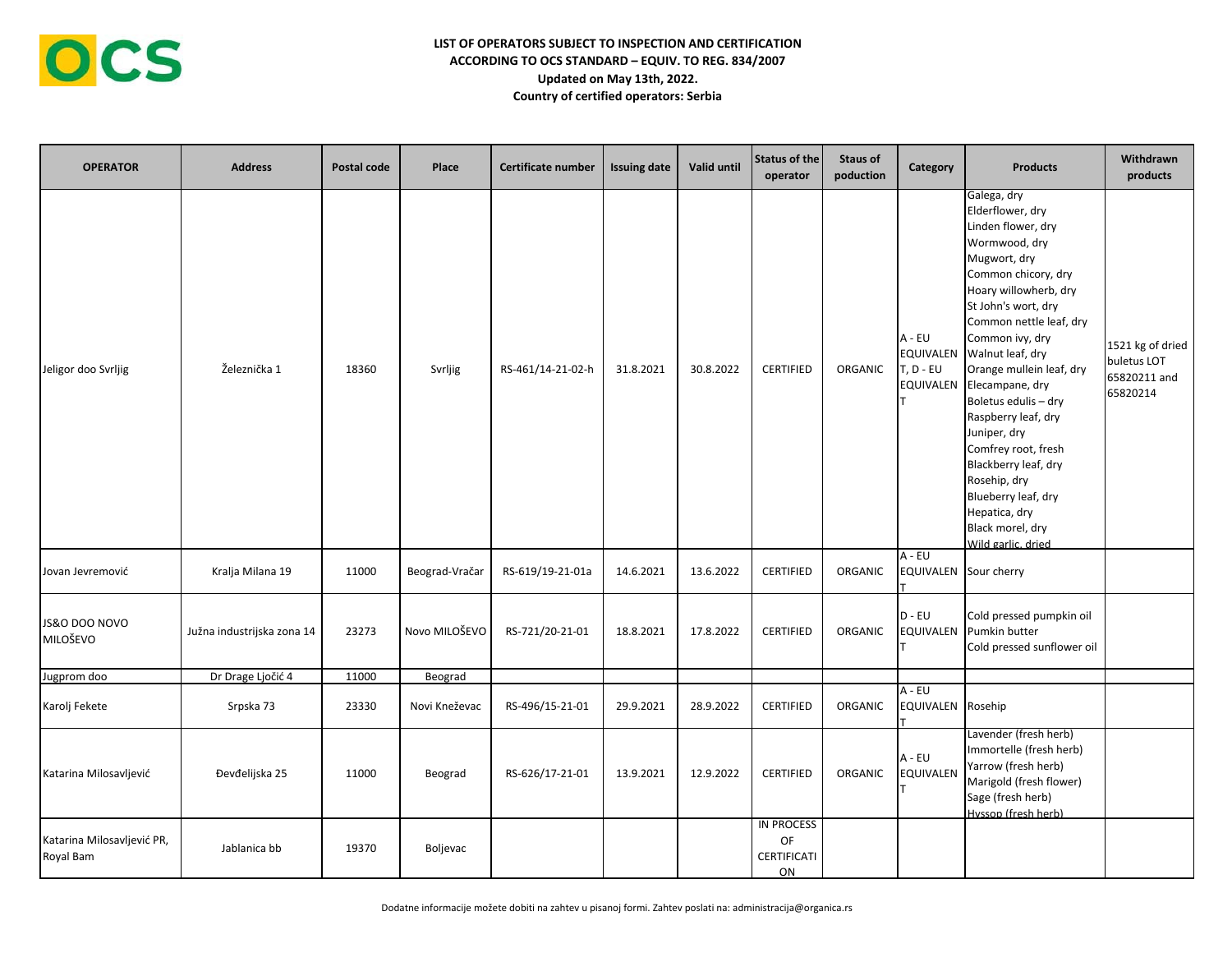# LIST OF OPERATORS SUBJECT TO INSPECTION AND CERTIFICATION ACCORDING TO OCS STANDARD – EQUIV. TO REG. 834/2007

**Updated on May 13th, 2022.**

**Country of certified operators: Serbia**

| OPERATOR | Address | Postal code | Place | Certificate number | Issuing date | Valid until | Status of the operator | Staus of poduction | Category | Products | Withdrawn products |
|---|---|---|---|---|---|---|---|---|---|---|---|
| Jeligor doo Svrljig | Železnička 1 | 18360 | Svrljig | RS-461/14-21-02-h | 31.8.2021 | 30.8.2022 | CERTIFIED | ORGANIC | A - EU EQUIVALENT, D - EU EQUIVALENT | Galega, dry<br>Elderflower, dry<br>Linden flower, dry<br>Wormwood, dry<br>Mugwort, dry<br>Common chicory, dry<br>Hoary willowherb, dry<br>St John's wort, dry<br>Common nettle leaf, dry<br>Common ivy, dry<br>Walnut leaf, dry<br>Orange mullein leaf, dry<br>Elecampane, dry<br>Boletus edulis – dry<br>Raspberry leaf, dry<br>Juniper, dry<br>Comfrey root, fresh<br>Blackberry leaf, dry<br>Rosehip, dry<br>Blueberry leaf, dry<br>Hepatica, dry<br>Black morel, dry<br>Wild garlic, dried | 1521 kg of dried buletus LOT 65820211 and 65820214 |
| Jovan Jevremović | Kralja Milana 19 | 11000 | Beograd-Vračar | RS-619/19-21-01a | 14.6.2021 | 13.6.2022 | CERTIFIED | ORGANIC | A - EU EQUIVALENT | Sour cherry | |
| JS&O DOO NOVO MILOŠEVO | Južna industrijska zona 14 | 23273 | Novo MILOŠEVO | RS-721/20-21-01 | 18.8.2021 | 17.8.2022 | CERTIFIED | ORGANIC | D - EU EQUIVALENT | Cold pressed pumpkin oil<br>Pumkin butter<br>Cold pressed sunflower oil | |
| Jugprom doo | Dr Drage Ljočić 4 | 11000 | Beograd | | | | | | | | |
| Karolj Fekete | Srpska 73 | 23330 | Novi Kneževac | RS-496/15-21-01 | 29.9.2021 | 28.9.2022 | CERTIFIED | ORGANIC | A - EU EQUIVALENT | Rosehip | |
| Katarina Milosavljević | Đevđelijska 25 | 11000 | Beograd | RS-626/17-21-01 | 13.9.2021 | 12.9.2022 | CERTIFIED | ORGANIC | A - EU EQUIVALENT | Lavender (fresh herb)<br>Immortelle (fresh herb)<br>Yarrow (fresh herb)<br>Marigold (fresh flower)<br>Sage (fresh herb)<br>Hyssop (fresh herb) | |
| Katarina Milosavljević PR, Royal Bam | Jablanica bb | 19370 | Boljevac | | | | IN PROCESS OF CERTIFICATION | | | | |

Dodatne informacije možete dobiti na zahtev u pisanoj formi. Zahtev poslati na: administracija@organica.rs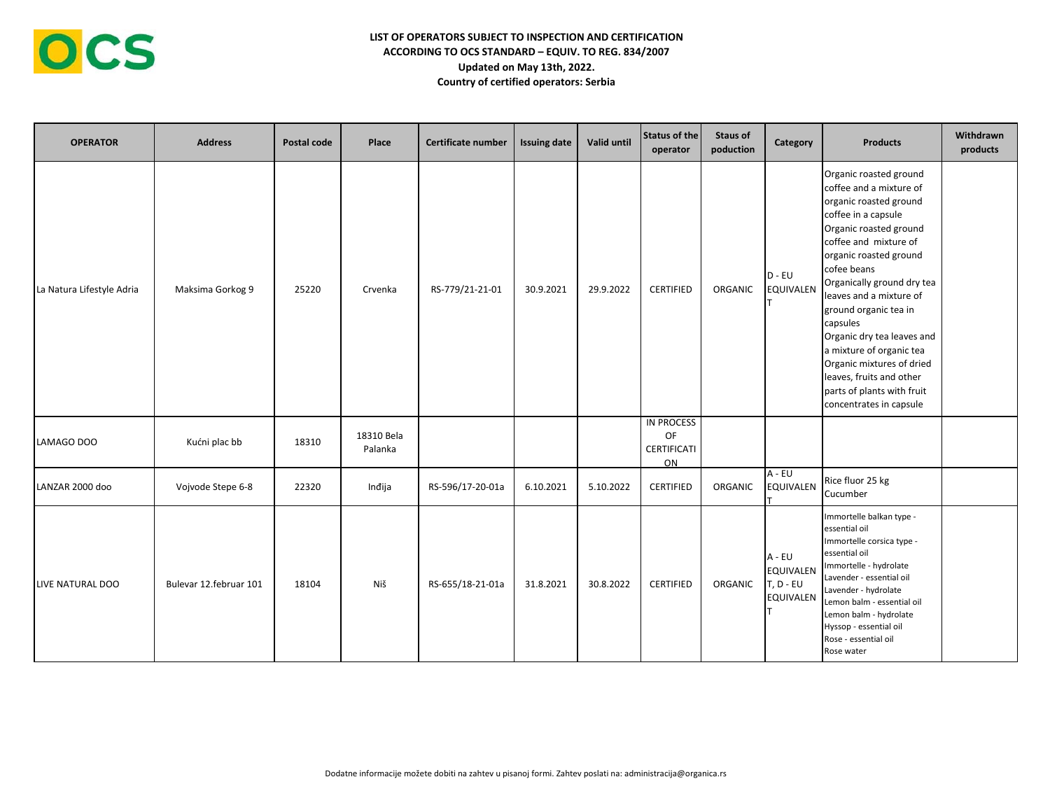**LIST OF OPERATORS SUBJECT TO INSPECTION AND CERTIFICATION**
**ACCORDING TO OCS STANDARD – EQUIV. TO REG. 834/2007**
**Updated on May 13th, 2022.**
**Country of certified operators: Serbia**

| OPERATOR | Address | Postal code | Place | Certificate number | Issuing date | Valid until | Status of the operator | Staus of poduction | Category | Products | Withdrawn products |
|---|---|---|---|---|---|---|---|---|---|---|---|
| La Natura Lifestyle Adria | Maksima Gorkog 9 | 25220 | Crvenka | RS-779/21-21-01 | 30.9.2021 | 29.9.2022 | CERTIFIED | ORGANIC | D - EU EQUIVALENT | Organic roasted ground coffee and a mixture of organic roasted ground coffee in a capsule<br>Organic roasted ground coffee and mixture of organic roasted ground cofee beans<br>Organically ground dry tea leaves and a mixture of ground organic tea in capsules<br>Organic dry tea leaves and a mixture of organic tea<br>Organic mixtures of dried leaves, fruits and other parts of plants with fruit concentrates in capsule | |
| LAMAGO DOO | Kućni plac bb | 18310 | 18310 Bela Palanka | | | | IN PROCESS OF CERTIFICATION | | | | |
| LANZAR 2000 doo | Vojvode Stepe 6-8 | 22320 | Inđija | RS-596/17-20-01a | 6.10.2021 | 5.10.2022 | CERTIFIED | ORGANIC | A - EU EQUIVALENT | Rice fluor 25 kg<br>Cucumber | |
| LIVE NATURAL DOO | Bulevar 12.februar 101 | 18104 | Niš | RS-655/18-21-01a | 31.8.2021 | 30.8.2022 | CERTIFIED | ORGANIC | A - EU EQUIVALENT, D - EU EQUIVALENT | Immortelle balkan type - essential oil<br>Immortelle corsica type - essential oil<br>Immortelle - hydrolate<br>Lavender - essential oil<br>Lavender - hydrolate<br>Lemon balm - essential oil<br>Lemon balm - hydrolate<br>Hyssop - essential oil<br>Rose - essential oil<br>Rose water | |

Dodatne informacije možete dobiti na zahtev u pisanoj formi. Zahtev poslati na: administracija@organica.rs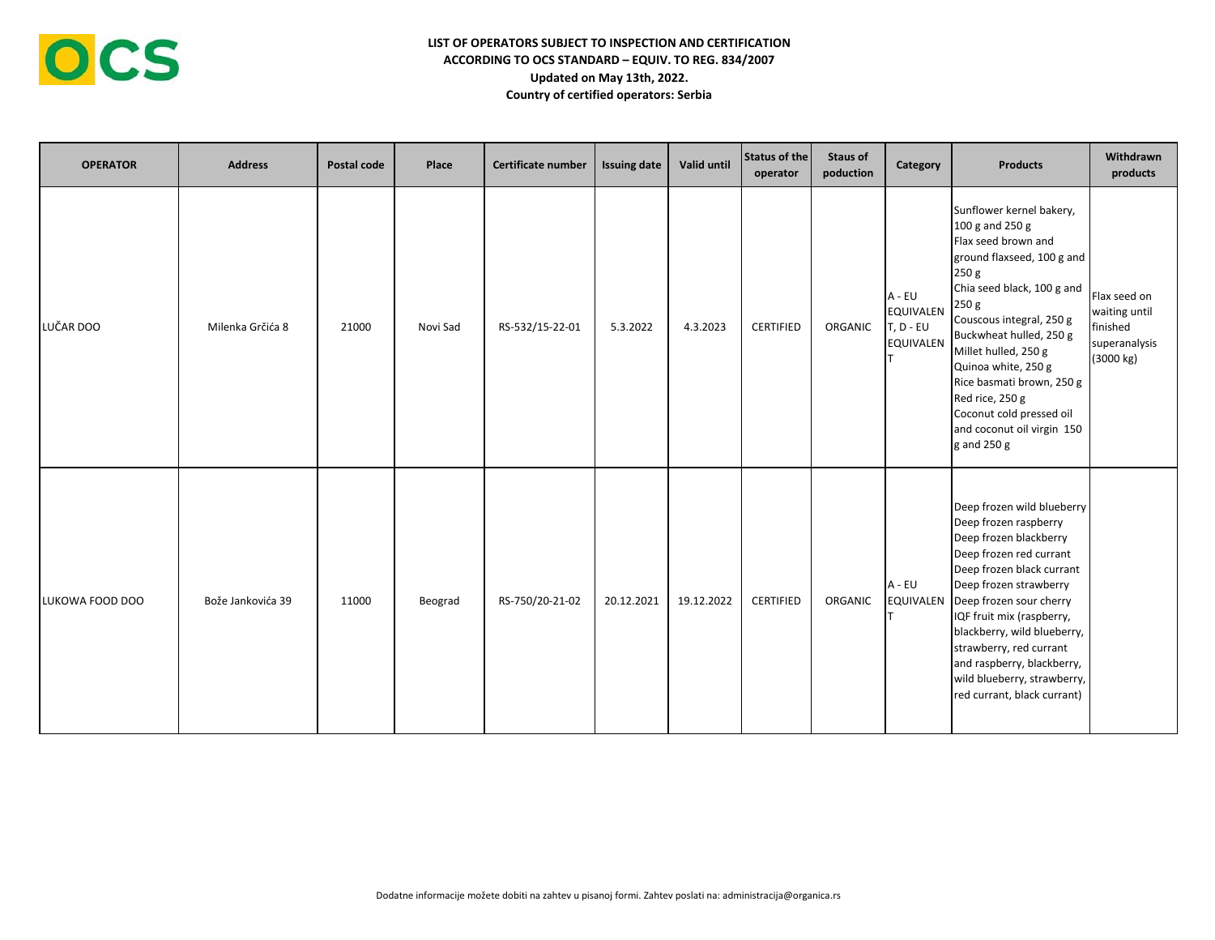**LIST OF OPERATORS SUBJECT TO INSPECTION AND CERTIFICATION**
**ACCORDING TO OCS STANDARD – EQUIV. TO REG. 834/2007**
**Updated on May 13th, 2022.**
**Country of certified operators: Serbia**

| OPERATOR | Address | Postal code | Place | Certificate number | Issuing date | Valid until | Status of the operator | Staus of poduction | Category | Products | Withdrawn products |
|---|---|---|---|---|---|---|---|---|---|---|---|
| LUČAR DOO | Milenka Grčića 8 | 21000 | Novi Sad | RS-532/15-22-01 | 5.3.2022 | 4.3.2023 | CERTIFIED | ORGANIC | A - EU EQUIVALENT, D - EU EQUIVALENT | Sunflower kernel bakery, 100 g and 250 g<br>Flax seed brown and ground flaxseed, 100 g and 250 g<br>Chia seed black, 100 g and 250 g<br>Couscous integral, 250 g<br>Buckwheat hulled, 250 g<br>Millet hulled, 250 g<br>Quinoa white, 250 g<br>Rice basmati brown, 250 g<br>Red rice, 250 g<br>Coconut cold pressed oil and coconut oil virgin 150 g and 250 g | Flax seed on waiting until finished superanalysis (3000 kg) |
| LUKOWA FOOD DOO | Bože Jankovića 39 | 11000 | Beograd | RS-750/20-21-02 | 20.12.2021 | 19.12.2022 | CERTIFIED | ORGANIC | A - EU EQUIVALENT | Deep frozen wild blueberry<br>Deep frozen raspberry<br>Deep frozen blackberry<br>Deep frozen red currant<br>Deep frozen black currant<br>Deep frozen strawberry<br>Deep frozen sour cherry<br>IQF fruit mix (raspberry, blackberry, wild blueberry, strawberry, red currant and raspberry, blackberry, wild blueberry, strawberry, red currant, black currant) | |

Dodatne informacije možete dobiti na zahtev u pisanoj formi. Zahtev poslati na: administracija@organica.rs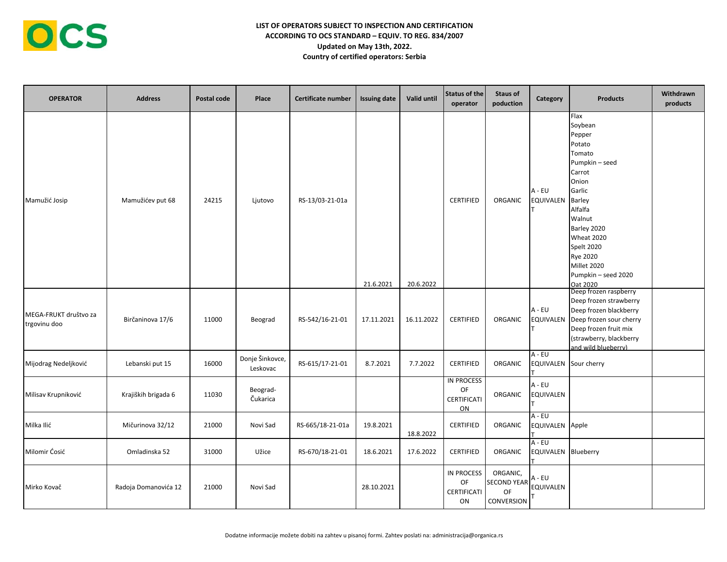**LIST OF OPERATORS SUBJECT TO INSPECTION AND CERTIFICATION**
**ACCORDING TO OCS STANDARD – EQUIV. TO REG. 834/2007**
**Updated on May 13th, 2022.**
**Country of certified operators: Serbia**

| OPERATOR | Address | Postal code | Place | Certificate number | Issuing date | Valid until | Status of the operator | Staus of poduction | Category | Products | Withdrawn products |
|---|---|---|---|---|---|---|---|---|---|---|---|
| Mamužić Josip | Mamužićev put 68 | 24215 | Ljutovo | RS-13/03-21-01a | 21.6.2021 | 20.6.2022 | CERTIFIED | ORGANIC | A - EU EQUIVALENT | Flax<br>Soybean<br>Pepper<br>Potato<br>Tomato<br>Pumpkin – seed<br>Carrot<br>Onion<br>Garlic<br>Barley<br>Alfalfa<br>Walnut<br>Barley 2020<br>Wheat 2020<br>Spelt 2020<br>Rye 2020<br>Millet 2020<br>Pumpkin – seed 2020<br>Oat 2020 | |
| MEGA-FRUKT društvo za trgovinu doo | Birčaninova 17/6 | 11000 | Beograd | RS-542/16-21-01 | 17.11.2021 | 16.11.2022 | CERTIFIED | ORGANIC | A - EU EQUIVALENT | Deep frozen raspberry<br>Deep frozen strawberry<br>Deep frozen blackberry<br>Deep frozen sour cherry<br>Deep frozen fruit mix (strawberry, blackberry and wild blueberry) | |
| Mijodrag Nedeljković | Lebanski put 15 | 16000 | Donje Šinkovce, Leskovac | RS-615/17-21-01 | 8.7.2021 | 7.7.2022 | CERTIFIED | ORGANIC | A - EU EQUIVALENT | Sour cherry | |
| Milisav Krupniković | Krajiških brigada 6 | 11030 | Beograd-Čukarica | | | | IN PROCESS OF CERTIFICATION | ORGANIC | A - EU EQUIVALENT | | |
| Milka Ilić | Mičurinova 32/12 | 21000 | Novi Sad | RS-665/18-21-01a | 19.8.2021 | 18.8.2022 | CERTIFIED | ORGANIC | A - EU EQUIVALENT | Apple | |
| Milomir Ćosić | Omladinska 52 | 31000 | Užice | RS-670/18-21-01 | 18.6.2021 | 17.6.2022 | CERTIFIED | ORGANIC | A - EU EQUIVALENT | Blueberry | |
| Mirko Kovač | Radoja Domanovića 12 | 21000 | Novi Sad | | 28.10.2021 | | IN PROCESS OF CERTIFICATION | ORGANIC, SECOND YEAR OF CONVERSION | A - EU EQUIVALENT | | |

Dodatne informacije možete dobiti na zahtev u pisanoj formi. Zahtev poslati na: administracija@organica.rs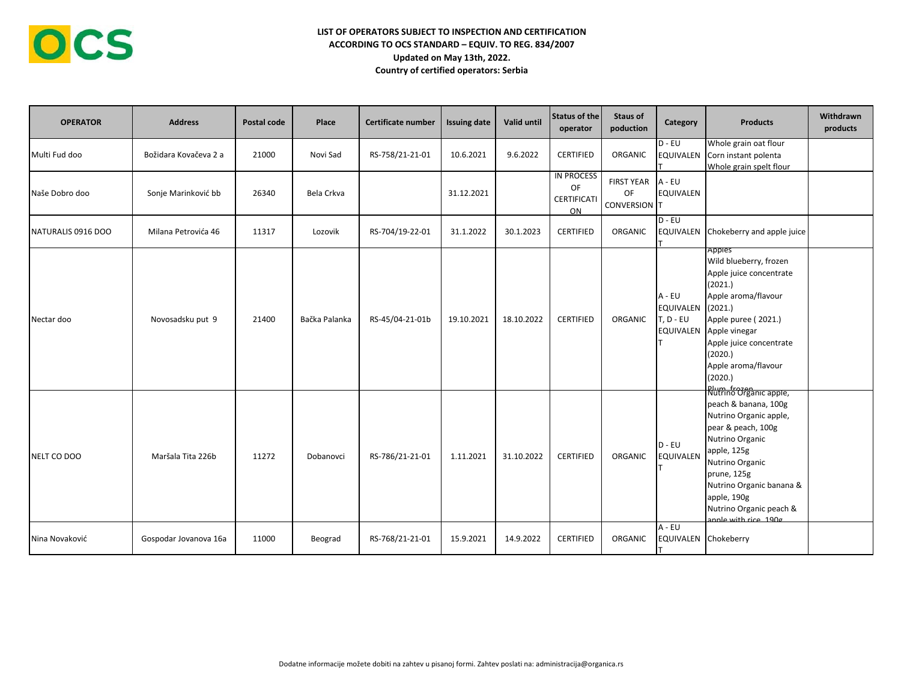**LIST OF OPERATORS SUBJECT TO INSPECTION AND CERTIFICATION**
**ACCORDING TO OCS STANDARD – EQUIV. TO REG. 834/2007**
**Updated on May 13th, 2022.**
**Country of certified operators: Serbia**

| OPERATOR | Address | Postal code | Place | Certificate number | Issuing date | Valid until | Status of the operator | Staus of poduction | Category | Products | Withdrawn products |
|---|---|---|---|---|---|---|---|---|---|---|---|
| Multi Fud doo | Božidara Kovačeva 2 a | 21000 | Novi Sad | RS-758/21-21-01 | 10.6.2021 | 9.6.2022 | CERTIFIED | ORGANIC | D - EU EQUIVALENT | Whole grain oat flour<br>Corn instant polenta<br>Whole grain spelt flour | |
| Naše Dobro doo | Sonje Marinković bb | 26340 | Bela Crkva | | 31.12.2021 | | IN PROCESS OF CERTIFICATION | FIRST YEAR OF CONVERSION | A - EU EQUIVALENT | | |
| NATURALIS 0916 DOO | Milana Petrovića 46 | 11317 | Lozovik | RS-704/19-22-01 | 31.1.2022 | 30.1.2023 | CERTIFIED | ORGANIC | D - EU EQUIVALENT | Chokeberry and apple juice | |
| Nectar doo | Novosadsku put 9 | 21400 | Bačka Palanka | RS-45/04-21-01b | 19.10.2021 | 18.10.2022 | CERTIFIED | ORGANIC | A - EU EQUIVALENT, D - EU EQUIVALENT | Apples<br>Wild blueberry, frozen<br>Apple juice concentrate (2021.)<br>Apple aroma/flavour (2021.)<br>Apple puree ( 2021.)<br>Apple vinegar<br>Apple juice concentrate (2020.)<br>Apple aroma/flavour (2020.)<br>Plum, frozen | |
| NELT CO DOO | Maršala Tita 226b | 11272 | Dobanovci | RS-786/21-21-01 | 1.11.2021 | 31.10.2022 | CERTIFIED | ORGANIC | D - EU EQUIVALENT | Nutrino Organic apple, peach & banana, 100g<br>Nutrino Organic apple, pear & peach, 100g<br>Nutrino Organic apple, 125g<br>Nutrino Organic prune, 125g<br>Nutrino Organic banana & apple, 190g<br>Nutrino Organic peach & apple with rice, 190g | |
| Nina Novaković | Gospodar Jovanova 16a | 11000 | Beograd | RS-768/21-21-01 | 15.9.2021 | 14.9.2022 | CERTIFIED | ORGANIC | A - EU EQUIVALENT | Chokeberry | |

Dodatne informacije možete dobiti na zahtev u pisanoj formi. Zahtev poslati na: administracija@organica.rs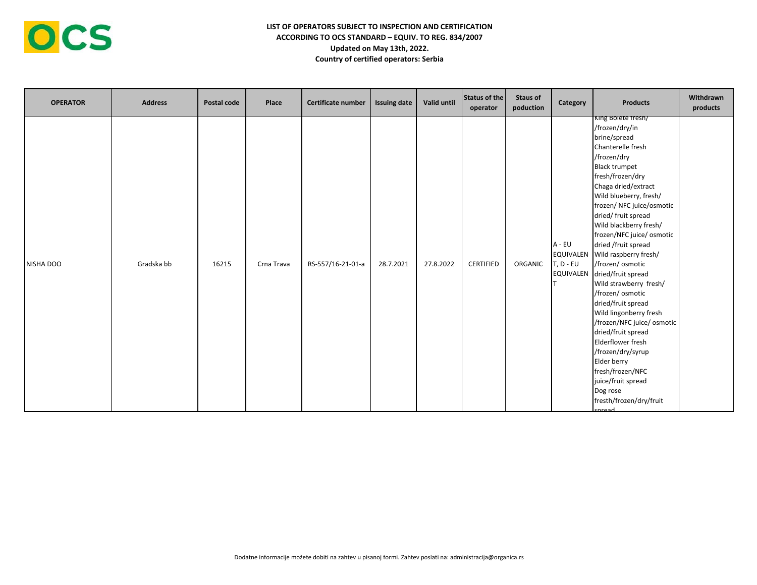**LIST OF OPERATORS SUBJECT TO INSPECTION AND CERTIFICATION**
**ACCORDING TO OCS STANDARD – EQUIV. TO REG. 834/2007**
**Updated on May 13th, 2022.**
**Country of certified operators: Serbia**

| OPERATOR | Address | Postal code | Place | Certificate number | Issuing date | Valid until | Status of the operator | Staus of poduction | Category | Products | Withdrawn products |
|---|---|---|---|---|---|---|---|---|---|---|---|
| NISHA DOO | Gradska bb | 16215 | Crna Trava | RS-557/16-21-01-a | 28.7.2021 | 27.8.2022 | CERTIFIED | ORGANIC | A - EU EQUIVALENT, D - EU EQUIVALENT | King Bolete fresh/ /frozen/dry/in brine/spread Chanterelle fresh /frozen/dry Black trumpet fresh/frozen/dry Chaga dried/extract Wild blueberry, fresh/ frozen/ NFC juice/osmotic dried/ fruit spread Wild blackberry fresh/ frozen/NFC juice/ osmotic dried /fruit spread Wild raspberry fresh/ /frozen/ osmotic dried/fruit spread Wild strawberry fresh/ /frozen/ osmotic dried/fruit spread Wild lingonberry fresh /frozen/NFC juice/ osmotic dried/fruit spread Elderflower fresh /frozen/dry/syrup Elder berry fresh/frozen/NFC juice/fruit spread Dog rose fresth/frozen/dry/fruit spread | |

Dodatne informacije možete dobiti na zahtev u pisanoj formi. Zahtev poslati na: administracija@organica.rs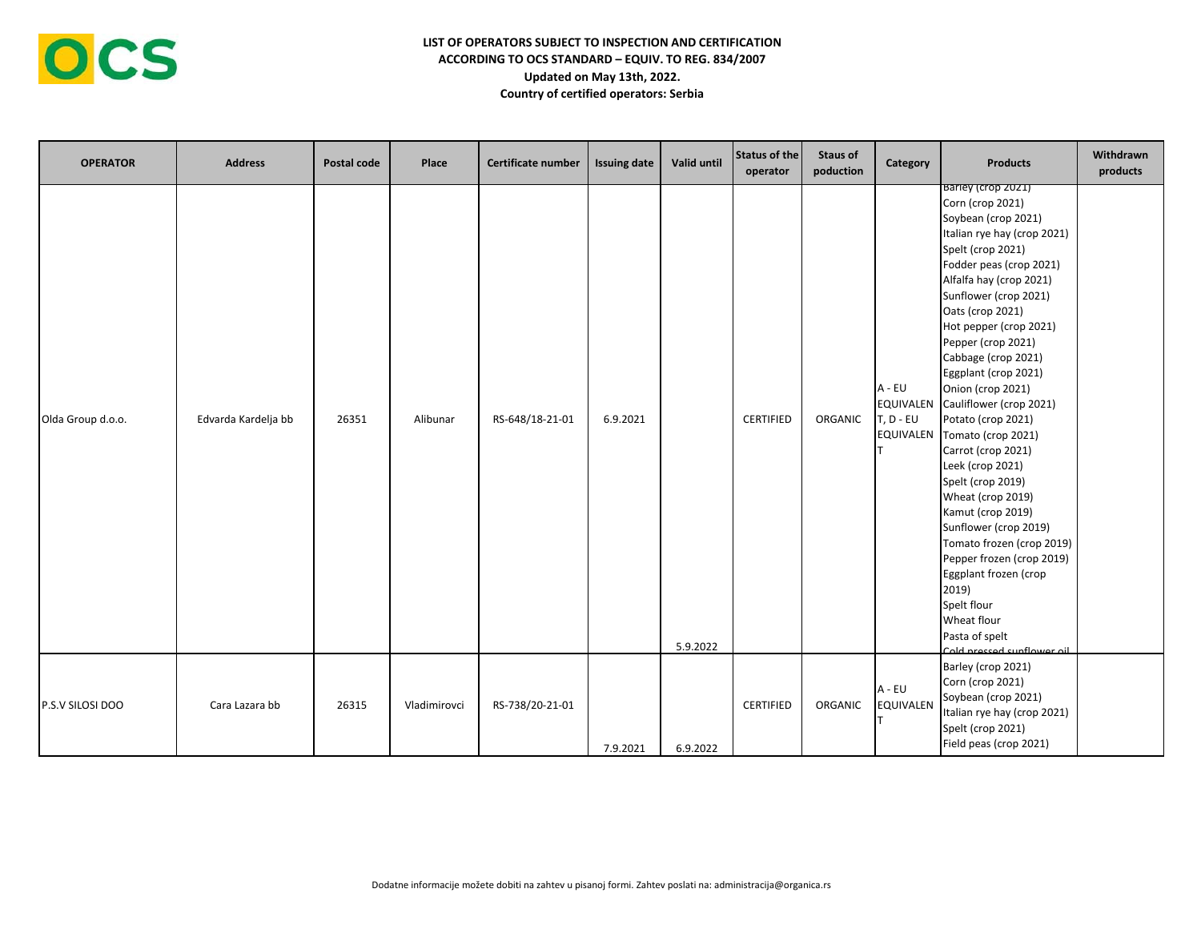**LIST OF OPERATORS SUBJECT TO INSPECTION AND CERTIFICATION**
**ACCORDING TO OCS STANDARD – EQUIV. TO REG. 834/2007**
**Updated on May 13th, 2022.**
**Country of certified operators: Serbia**

| OPERATOR | Address | Postal code | Place | Certificate number | Issuing date | Valid until | Status of the operator | Staus of poduction | Category | Products | Withdrawn products |
|---|---|---|---|---|---|---|---|---|---|---|---|
| Olda Group d.o.o. | Edvarda Kardelja bb | 26351 | Alibunar | RS-648/18-21-01 | 6.9.2021 | 5.9.2022 | CERTIFIED | ORGANIC | A - EU EQUIVALENT, D - EU EQUIVALENT | Barley (crop 2021)<br>Corn (crop 2021)<br>Soybean (crop 2021)<br>Italian rye hay (crop 2021)<br>Spelt (crop 2021)<br>Fodder peas (crop 2021)<br>Alfalfa hay (crop 2021)<br>Sunflower (crop 2021)<br>Oats (crop 2021)<br>Hot pepper (crop 2021)<br>Pepper (crop 2021)<br>Cabbage (crop 2021)<br>Eggplant (crop 2021)<br>Onion (crop 2021)<br>Cauliflower (crop 2021)<br>Potato (crop 2021)<br>Tomato (crop 2021)<br>Carrot (crop 2021)<br>Leek (crop 2021)<br>Spelt (crop 2019)<br>Wheat (crop 2019)<br>Kamut (crop 2019)<br>Sunflower (crop 2019)<br>Tomato frozen (crop 2019)<br>Pepper frozen (crop 2019)<br>Eggplant frozen (crop 2019)<br>Spelt flour<br>Wheat flour<br>Pasta of spelt<br>Cold pressed sunflower oil | |
| P.S.V SILOSI DOO | Cara Lazara bb | 26315 | Vladimirovci | RS-738/20-21-01 | 7.9.2021 | 6.9.2022 | CERTIFIED | ORGANIC | A - EU EQUIVALENT | Barley (crop 2021)<br>Corn (crop 2021)<br>Soybean (crop 2021)<br>Italian rye hay (crop 2021)<br>Spelt (crop 2021)<br>Field peas (crop 2021) | |

Dodatne informacije možete dobiti na zahtev u pisanoj formi. Zahtev poslati na: administracija@organica.rs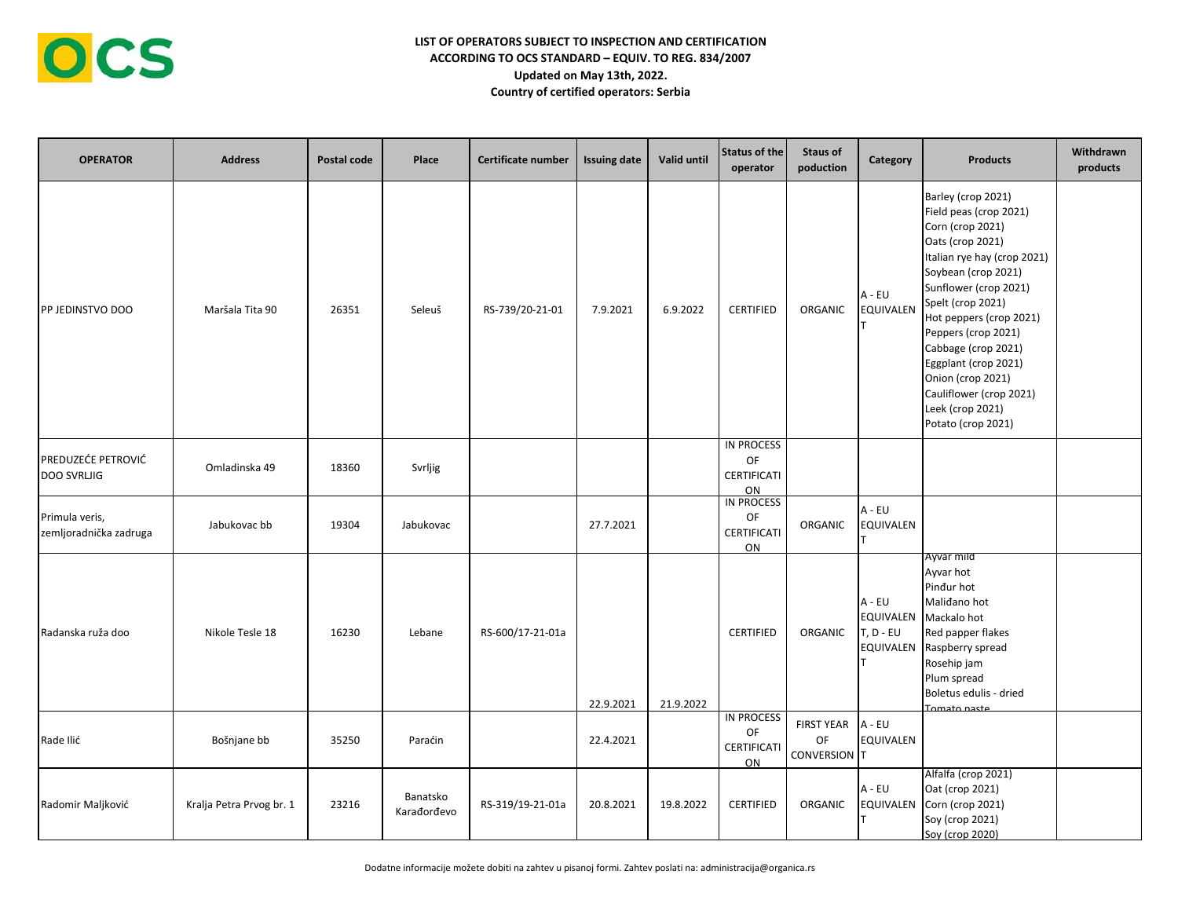**LIST OF OPERATORS SUBJECT TO INSPECTION AND CERTIFICATION**
**ACCORDING TO OCS STANDARD – EQUIV. TO REG. 834/2007**
**Updated on May 13th, 2022.**
**Country of certified operators: Serbia**

| OPERATOR | Address | Postal code | Place | Certificate number | Issuing date | Valid until | Status of the operator | Staus of poduction | Category | Products | Withdrawn products |
|---|---|---|---|---|---|---|---|---|---|---|---|
| PP JEDINSTVO DOO | Maršala Tita 90 | 26351 | Seleuš | RS-739/20-21-01 | 7.9.2021 | 6.9.2022 | CERTIFIED | ORGANIC | A - EU EQUIVALENT | Barley (crop 2021)<br>Field peas (crop 2021)<br>Corn (crop 2021)<br>Oats (crop 2021)<br>Italian rye hay (crop 2021)<br>Soybean (crop 2021)<br>Sunflower (crop 2021)<br>Spelt (crop 2021)<br>Hot peppers (crop 2021)<br>Peppers (crop 2021)<br>Cabbage (crop 2021)<br>Eggplant (crop 2021)<br>Onion (crop 2021)<br>Cauliflower (crop 2021)<br>Leek (crop 2021)<br>Potato (crop 2021) | |
| PREDUZEĆE PETROVIĆ DOO SVRLJIG | Omladinska 49 | 18360 | Svrljig | | | | IN PROCESS OF CERTIFICATION | | | | |
| Primula veris, zemljoradnička zadruga | Jabukovac bb | 19304 | Jabukovac | | 27.7.2021 | | IN PROCESS OF CERTIFICATION | ORGANIC | A - EU EQUIVALENT | | |
| Radanska ruža doo | Nikole Tesle 18 | 16230 | Lebane | RS-600/17-21-01a | 22.9.2021 | 21.9.2022 | CERTIFIED | ORGANIC | A - EU EQUIVALENT, D - EU EQUIVALENT | Ayvar mild<br>Ayvar hot<br>Pinđur hot<br>Malidjano hot<br>Mackalo hot<br>Red papper flakes<br>Raspberry spread<br>Rosehip jam<br>Plum spread<br>Boletus edulis - dried<br>Tomato paste | |
| Rade Ilić | Bošnjane bb | 35250 | Paraćin | | 22.4.2021 | | IN PROCESS OF CERTIFICATION | FIRST YEAR OF CONVERSION | A - EU EQUIVALENT | | |
| Radomir Maljković | Kralja Petra Prvog br. 1 | 23216 | Banatsko Karađorđevo | RS-319/19-21-01a | 20.8.2021 | 19.8.2022 | CERTIFIED | ORGANIC | A - EU EQUIVALENT | Alfalfa (crop 2021)<br>Oat (crop 2021)<br>Corn (crop 2021)<br>Soy (crop 2021)<br>Soy (crop 2020) | |

Dodatne informacije možete dobiti na zahtev u pisanoj formi. Zahtev poslati na: administracija@organica.rs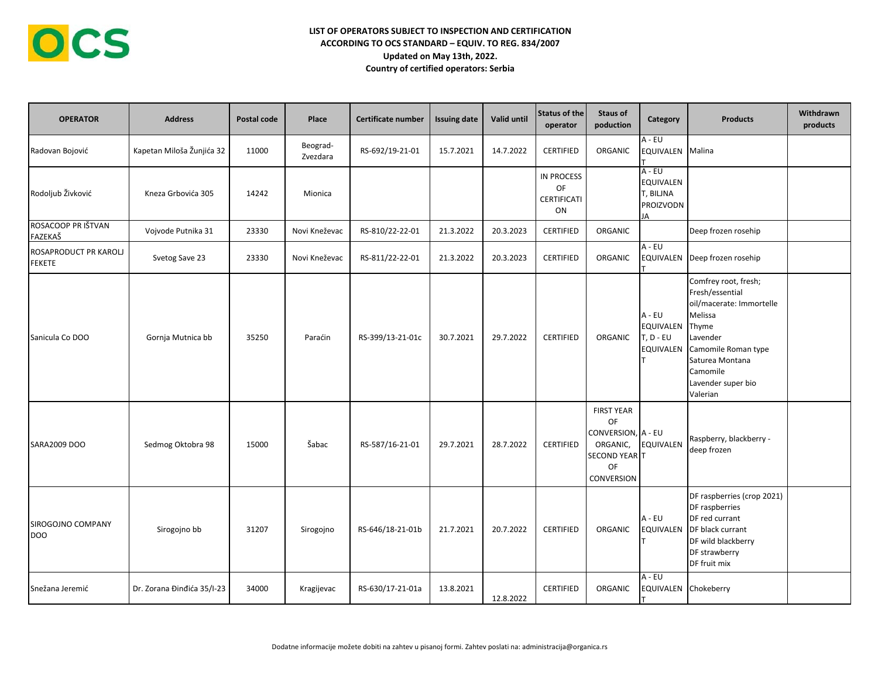**LIST OF OPERATORS SUBJECT TO INSPECTION AND CERTIFICATION**
**ACCORDING TO OCS STANDARD – EQUIV. TO REG. 834/2007**
**Updated on May 13th, 2022.**
**Country of certified operators: Serbia**

| OPERATOR | Address | Postal code | Place | Certificate number | Issuing date | Valid until | Status of the operator | Staus of poduction | Category | Products | Withdrawn products |
|---|---|---|---|---|---|---|---|---|---|---|---|
| Radovan Bojović | Kapetan Miloša Žunjića 32 | 11000 | Beograd-Zvezdara | RS-692/19-21-01 | 15.7.2021 | 14.7.2022 | CERTIFIED | ORGANIC | A - EU EQUIVALENT | Malina | |
| Rodoljub Živković | Kneza Grbovića 305 | 14242 | Mionica | | | | IN PROCESS OF CERTIFICATION | | A - EU EQUIVALENT, BILJNA PROIZVODNJA | | |
| ROSACOOP PR IŠTVAN FAZEKAŠ | Vojvode Putnika 31 | 23330 | Novi Kneževac | RS-810/22-22-01 | 21.3.2022 | 20.3.2023 | CERTIFIED | ORGANIC | | Deep frozen rosehip | |
| ROSAPRODUCT PR KAROLJ FEKETE | Svetog Save 23 | 23330 | Novi Kneževac | RS-811/22-22-01 | 21.3.2022 | 20.3.2023 | CERTIFIED | ORGANIC | A - EU EQUIVALENT | Deep frozen rosehip | |
| Sanicula Co DOO | Gornja Mutnica bb | 35250 | Paraćin | RS-399/13-21-01c | 30.7.2021 | 29.7.2022 | CERTIFIED | ORGANIC | A - EU EQUIVALENT, D - EU EQUIVALENT | Comfrey root, fresh; Fresh/essential oil/macerate: Immortelle Melissa Thyme Lavender Camomile Roman type Saturea Montana Camomile Lavender super bio Valerian | |
| SARA2009 DOO | Sedmog Oktobra 98 | 15000 | Šabac | RS-587/16-21-01 | 29.7.2021 | 28.7.2022 | CERTIFIED | FIRST YEAR OF CONVERSION, ORGANIC, SECOND YEAR OF CONVERSION | A - EU EQUIVALENT | Raspberry, blackberry - deep frozen | |
| SIROGOJNO COMPANY DOO | Sirogojno bb | 31207 | Sirogojno | RS-646/18-21-01b | 21.7.2021 | 20.7.2022 | CERTIFIED | ORGANIC | A - EU EQUIVALENT | DF raspberries (crop 2021) DF raspberries DF red currant DF black currant DF wild blackberry DF strawberry DF fruit mix | |
| Snežana Jeremić | Dr. Zorana Đinđića 35/I-23 | 34000 | Kragijevac | RS-630/17-21-01a | 13.8.2021 | 12.8.2022 | CERTIFIED | ORGANIC | A - EU EQUIVALENT | Chokeberry | |

Dodatne informacije možete dobiti na zahtev u pisanoj formi. Zahtev poslati na: administracija@organica.rs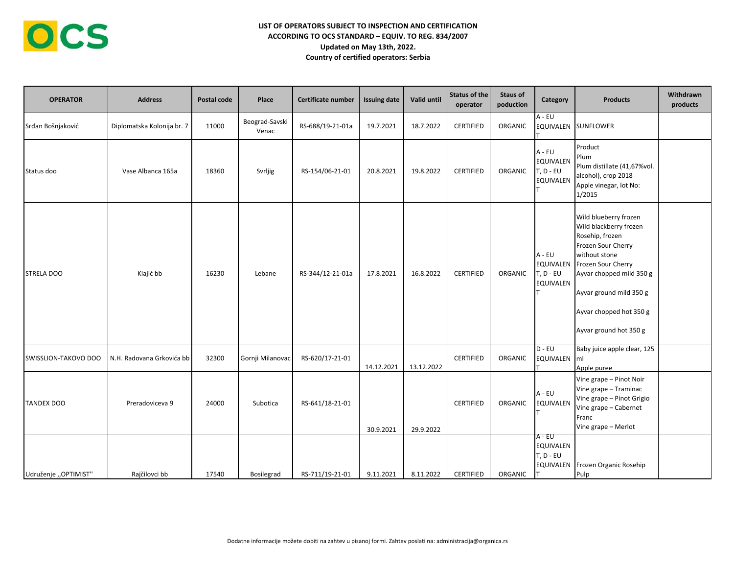**LIST OF OPERATORS SUBJECT TO INSPECTION AND CERTIFICATION**
**ACCORDING TO OCS STANDARD – EQUIV. TO REG. 834/2007**
**Updated on May 13th, 2022.**
**Country of certified operators: Serbia**

| OPERATOR | Address | Postal code | Place | Certificate number | Issuing date | Valid until | Status of the operator | Staus of poduction | Category | Products | Withdrawn products |
|---|---|---|---|---|---|---|---|---|---|---|---|
| Srđan Bošnjaković | Diplomatska Kolonija br. 7 | 11000 | Beograd-Savski Venac | RS-688/19-21-01a | 19.7.2021 | 18.7.2022 | CERTIFIED | ORGANIC | A - EU EQUIVALENT | SUNFLOWER | |
| Status doo | Vase Albanca 165a | 18360 | Svrljig | RS-154/06-21-01 | 20.8.2021 | 19.8.2022 | CERTIFIED | ORGANIC | A - EU EQUIVALENT, D - EU EQUIVALENT | Product<br>Plum<br>Plum distillate (41,67%vol. alcohol), crop 2018<br>Apple vinegar, lot No: 1/2015 | |
| STRELA DOO | Klajić bb | 16230 | Lebane | RS-344/12-21-01a | 17.8.2021 | 16.8.2022 | CERTIFIED | ORGANIC | A - EU EQUIVALENT, D - EU EQUIVALENT | Wild blueberry frozen<br>Wild blackberry frozen<br>Rosehip, frozen<br>Frozen Sour Cherry without stone<br>Frozen Sour Cherry<br>Ayvar chopped mild 350 g<br>Ayvar ground mild 350 g<br>Ayvar chopped hot 350 g<br>Ayvar ground hot 350 g | |
| SWISSLION-TAKOVO DOO | N.H. Radovana Grkovića bb | 32300 | Gornji Milanovac | RS-620/17-21-01 | 14.12.2021 | 13.12.2022 | CERTIFIED | ORGANIC | D - EU EQUIVALENT | Baby juice apple clear, 125 ml<br>Apple puree | |
| TANDEX DOO | Preradoviceva 9 | 24000 | Subotica | RS-641/18-21-01 | 30.9.2021 | 29.9.2022 | CERTIFIED | ORGANIC | A - EU EQUIVALENT | Vine grape – Pinot Noir<br>Vine grape – Traminac<br>Vine grape – Pinot Grigio<br>Vine grape – Cabernet Franc<br>Vine grape – Merlot | |
| Udruženje ,,OPTIMIST" | Rajčilovci bb | 17540 | Bosilegrad | RS-711/19-21-01 | 9.11.2021 | 8.11.2022 | CERTIFIED | ORGANIC | A - EU EQUIVALENT, D - EU EQUIVALENT | Frozen Organic Rosehip Pulp | |

Dodatne informacije možete dobiti na zahtev u pisanoj formi. Zahtev poslati na: administracija@organica.rs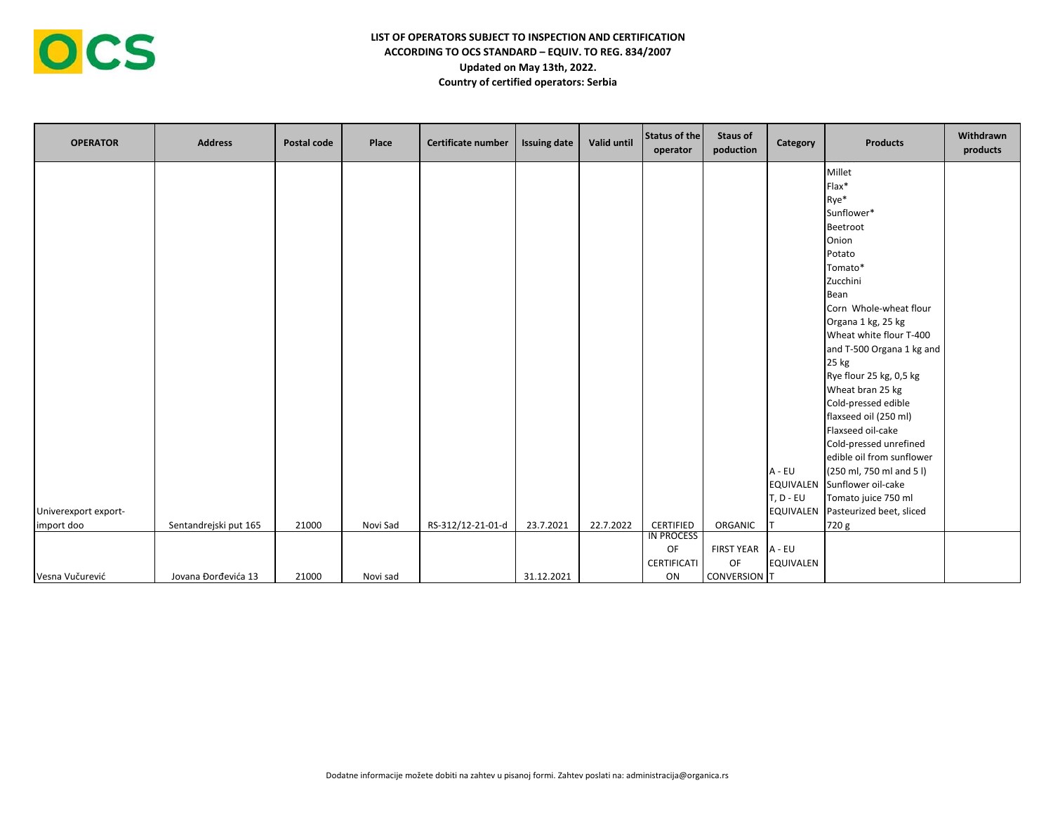**LIST OF OPERATORS SUBJECT TO INSPECTION AND CERTIFICATION**
**ACCORDING TO OCS STANDARD – EQUIV. TO REG. 834/2007**
**Updated on May 13th, 2022.**
**Country of certified operators: Serbia**

| OPERATOR | Address | Postal code | Place | Certificate number | Issuing date | Valid until | Status of the operator | Staus of poduction | Category | Products | Withdrawn products |
|---|---|---|---|---|---|---|---|---|---|---|---|
| Univerexport export-import doo | Sentandrejski put 165 | 21000 | Novi Sad | RS-312/12-21-01-d | 23.7.2021 | 22.7.2022 | CERTIFIED | ORGANIC | A - EU EQUIVALENT, D - EU EQUIVALENT | Millet<br>Flax*<br>Rye*<br>Sunflower*<br>Beetroot<br>Onion<br>Potato<br>Tomato*<br>Zucchini<br>Bean<br>Corn Whole-wheat flour Organa 1 kg, 25 kg<br>Wheat white flour T-400 and T-500 Organa 1 kg and 25 kg<br>Rye flour 25 kg, 0,5 kg<br>Wheat bran 25 kg<br>Cold-pressed edible flaxseed oil (250 ml)<br>Flaxseed oil-cake<br>Cold-pressed unrefined edible oil from sunflower (250 ml, 750 ml and 5 l)<br>Sunflower oil-cake<br>Tomato juice 750 ml<br>Pasteurized beet, sliced 720 g | |
| Vesna Vučurević | Jovana Đorđevića 13 | 21000 | Novi sad | | 31.12.2021 | | IN PROCESS OF CERTIFICATION | FIRST YEAR OF CONVERSION | A - EU EQUIVALENT | | |

Dodatne informacije možete dobiti na zahtev u pisanoj formi. Zahtev poslati na: administracija@organica.rs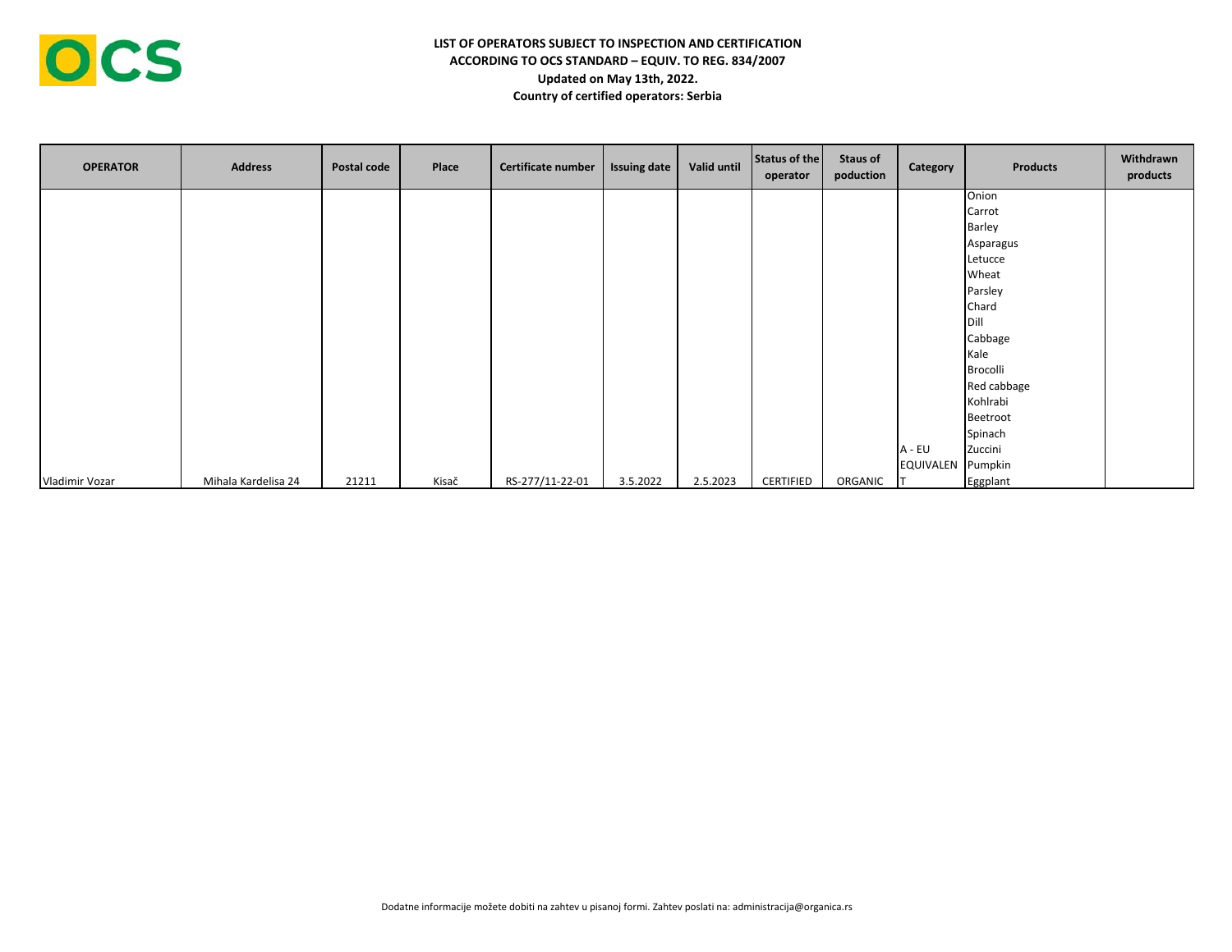**LIST OF OPERATORS SUBJECT TO INSPECTION AND CERTIFICATION**
**ACCORDING TO OCS STANDARD – EQUIV. TO REG. 834/2007**
**Updated on May 13th, 2022.**
**Country of certified operators: Serbia**

| OPERATOR | Address | Postal code | Place | Certificate number | Issuing date | Valid until | Status of the operator | Staus of poduction | Category | Products | Withdrawn products |
|---|---|---|---|---|---|---|---|---|---|---|---|
| Vladimir Vozar | Mihala Kardelisa 24 | 21211 | Kisač | RS-277/11-22-01 | 3.5.2022 | 2.5.2023 | CERTIFIED | ORGANIC | A - EU EQUIVALENT | Onion<br>Carrot<br>Barley<br>Asparagus<br>Letucce<br>Wheat<br>Parsley<br>Chard<br>Dill<br>Cabbage<br>Kale<br>Brocolli<br>Red cabbage<br>Kohlrabi<br>Beetroot<br>Spinach<br>Zuccini<br>Pumpkin<br>Eggplant | |

Dodatne informacije možete dobiti na zahtev u pisanoj formi. Zahtev poslati na: administracija@organica.rs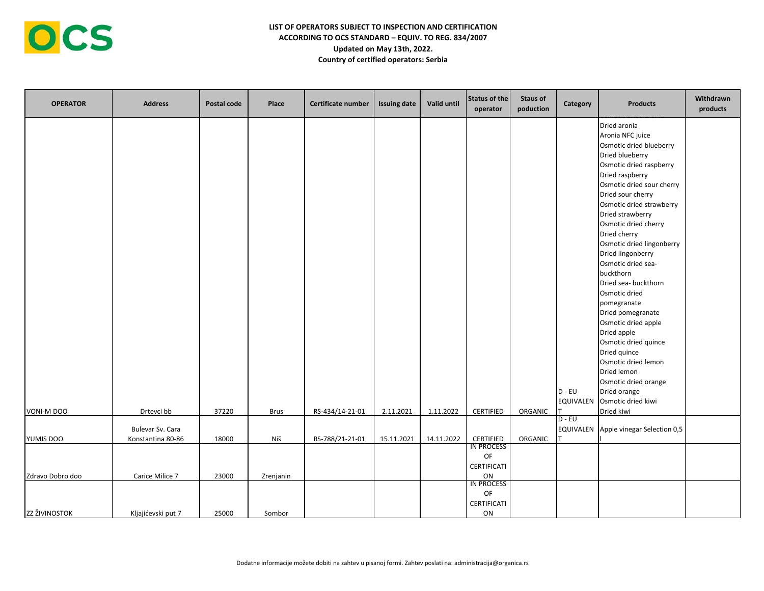**LIST OF OPERATORS SUBJECT TO INSPECTION AND CERTIFICATION**
**ACCORDING TO OCS STANDARD – EQUIV. TO REG. 834/2007**
**Updated on May 13th, 2022.**
**Country of certified operators: Serbia**

| OPERATOR | Address | Postal code | Place | Certificate number | Issuing date | Valid until | Status of the operator | Staus of poduction | Category | Products | Withdrawn products |
|---|---|---|---|---|---|---|---|---|---|---|---|
| VONI-M DOO | Drtevci bb | 37220 | Brus | RS-434/14-21-01 | 2.11.2021 | 1.11.2022 | CERTIFIED | ORGANIC | D - EU EQUIVALENT | Osmotic dried aronia<br>Dried aronia<br>Aronia NFC juice<br>Osmotic dried blueberry<br>Dried blueberry<br>Osmotic dried raspberry<br>Dried raspberry<br>Osmotic dried sour cherry<br>Dried sour cherry<br>Osmotic dried strawberry<br>Dried strawberry<br>Osmotic dried cherry<br>Dried cherry<br>Osmotic dried lingonberry<br>Dried lingonberry<br>Osmotic dried sea-buckthorn<br>Dried sea- buckthorn<br>Osmotic dried pomegranate<br>Dried pomegranate<br>Osmotic dried apple<br>Dried apple<br>Osmotic dried quince<br>Dried quince<br>Osmotic dried lemon<br>Dried lemon<br>Osmotic dried orange<br>Dried orange<br>Osmotic dried kiwi<br>Dried kiwi | |
| YUMIS DOO | Bulevar Sv. Cara Konstantina 80-86 | 18000 | Niš | RS-788/21-21-01 | 15.11.2021 | 14.11.2022 | CERTIFIED | ORGANIC | D - EU EQUIVALENT | Apple vinegar Selection 0,5 l | |
| Zdravo Dobro doo | Carice Milice 7 | 23000 | Zrenjanin | | | | IN PROCESS OF CERTIFICATION | | | | |
| ZZ ŽIVINOSTOK | Kljajićevski put 7 | 25000 | Sombor | | | | IN PROCESS OF CERTIFICATION | | | | |

Dodatne informacije možete dobiti na zahtev u pisanoj formi. Zahtev poslati na: administracija@organica.rs